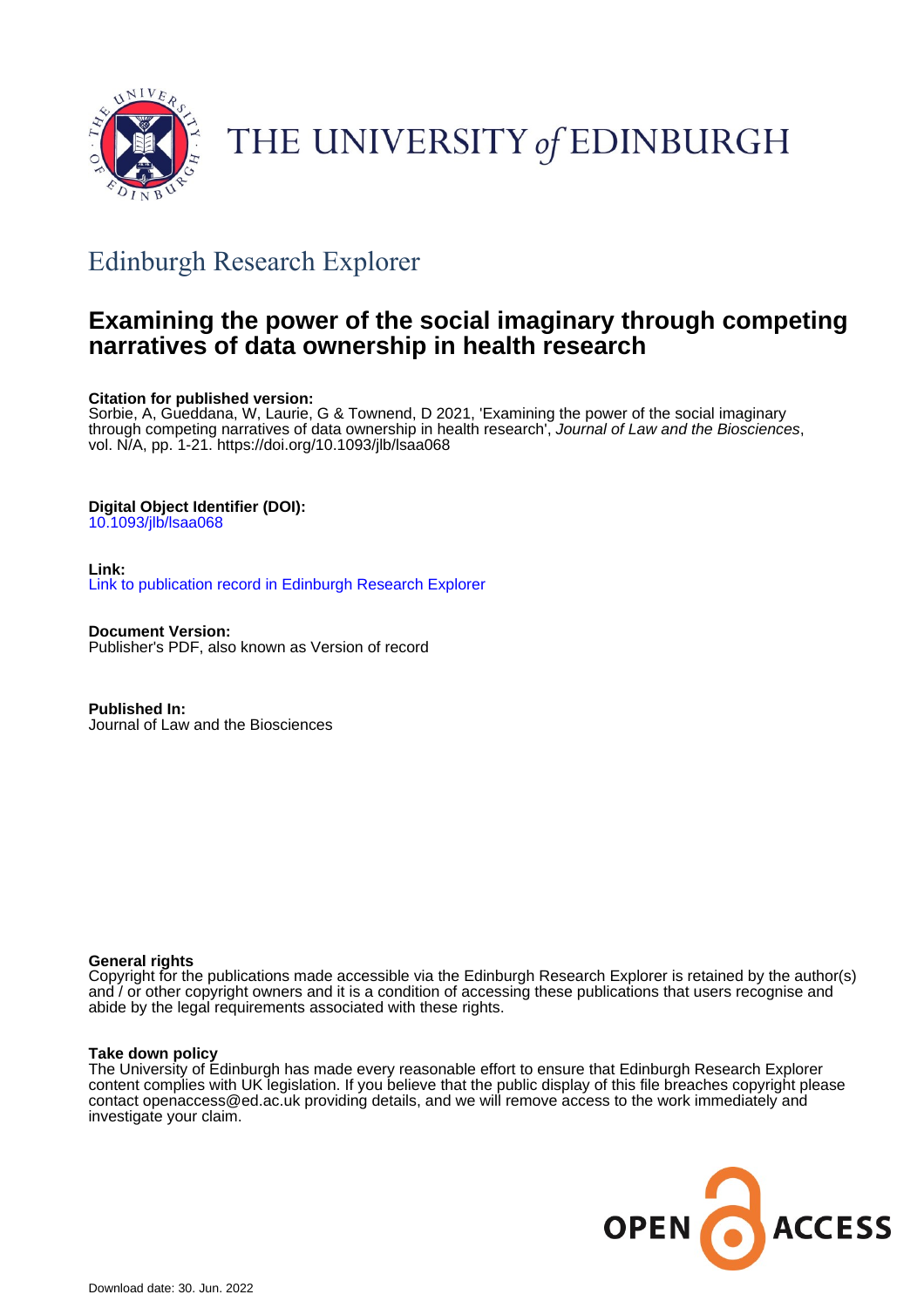THE UNIVERSITY *of* EDINBURGH

## Edinburgh Research Explorer

# Examining the power of the social imaginary through competing narratives of data ownership in health research

**Citation for published version:**
Sorbie, A, Gueddana, W, Laurie, G & Townend, D 2021, 'Examining the power of the social imaginary through competing narratives of data ownership in health research', *Journal of Law and the Biosciences*, vol. N/A, pp. 1-21. https://doi.org/10.1093/jlb/lsaa068

**Digital Object Identifier (DOI):**
10.1093/jlb/lsaa068

**Link:**
Link to publication record in Edinburgh Research Explorer

**Document Version:**
Publisher's PDF, also known as Version of record

**Published In:**
Journal of Law and the Biosciences

**General rights**
Copyright for the publications made accessible via the Edinburgh Research Explorer is retained by the author(s) and / or other copyright owners and it is a condition of accessing these publications that users recognise and abide by the legal requirements associated with these rights.

**Take down policy**
The University of Edinburgh has made every reasonable effort to ensure that Edinburgh Research Explorer content complies with UK legislation. If you believe that the public display of this file breaches copyright please contact openaccess@ed.ac.uk providing details, and we will remove access to the work immediately and investigate your claim.

OPEN ACCESS

Download date: 30. Jun. 2022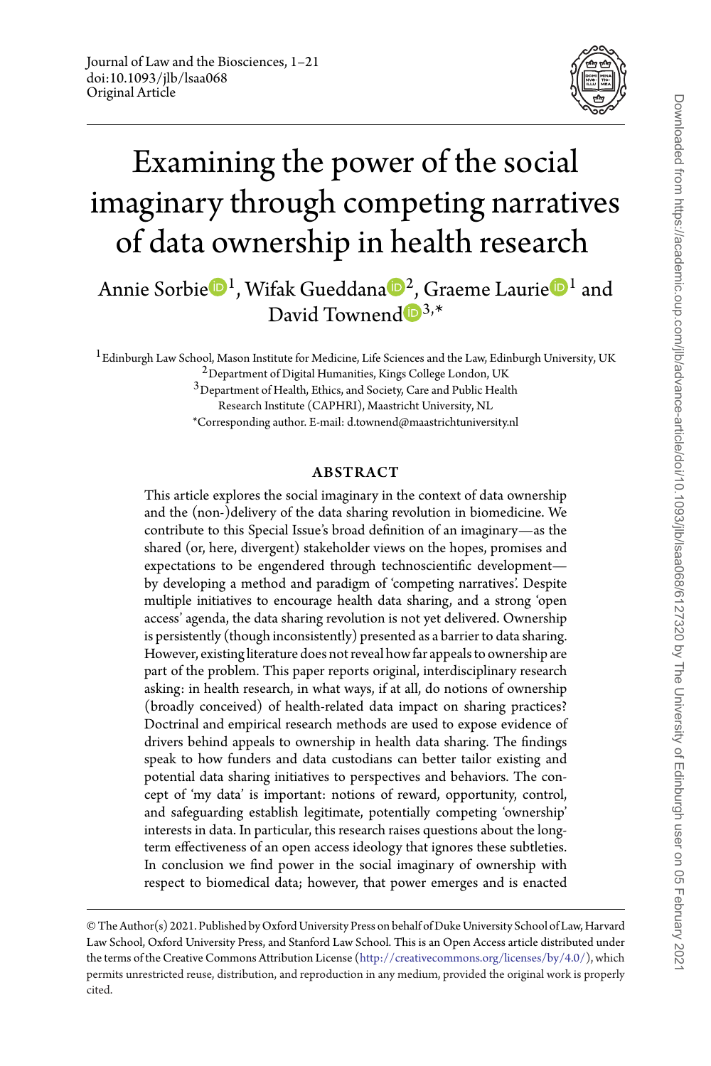# Examining the power of the social imaginary through competing narratives of data ownership in health research

Annie Sorbie[1], Wifak Gueddana[2], Graeme Laurie[1] and David Townend[3,*]

[1] Edinburgh Law School, Mason Institute for Medicine, Life Sciences and the Law, Edinburgh University, UK

[2] Department of Digital Humanities, Kings College London, UK

[3] Department of Health, Ethics, and Society, Care and Public Health Research Institute (CAPHRI), Maastricht University, NL

*Corresponding author. E-mail: d.townend@maastrichtuniversity.nl

## ABSTRACT

This article explores the social imaginary in the context of data ownership and the (non-)delivery of the data sharing revolution in biomedicine. We contribute to this Special Issue's broad definition of an imaginary—as the shared (or, here, divergent) stakeholder views on the hopes, promises and expectations to be engendered through technoscientific development—by developing a method and paradigm of 'competing narratives'. Despite multiple initiatives to encourage health data sharing, and a strong 'open access' agenda, the data sharing revolution is not yet delivered. Ownership is persistently (though inconsistently) presented as a barrier to data sharing. However, existing literature does not reveal how far appeals to ownership are part of the problem. This paper reports original, interdisciplinary research asking: in health research, in what ways, if at all, do notions of ownership (broadly conceived) of health-related data impact on sharing practices? Doctrinal and empirical research methods are used to expose evidence of drivers behind appeals to ownership in health data sharing. The findings speak to how funders and data custodians can better tailor existing and potential data sharing initiatives to perspectives and behaviors. The concept of 'my data' is important: notions of reward, opportunity, control, and safeguarding establish legitimate, potentially competing 'ownership' interests in data. In particular, this research raises questions about the long-term effectiveness of an open access ideology that ignores these subtleties. In conclusion we find power in the social imaginary of ownership with respect to biomedical data; however, that power emerges and is enacted

© The Author(s) 2021. Published by Oxford University Press on behalf of Duke University School of Law, Harvard Law School, Oxford University Press, and Stanford Law School. This is an Open Access article distributed under the terms of the Creative Commons Attribution License (http://creativecommons.org/licenses/by/4.0/), which permits unrestricted reuse, distribution, and reproduction in any medium, provided the original work is properly cited.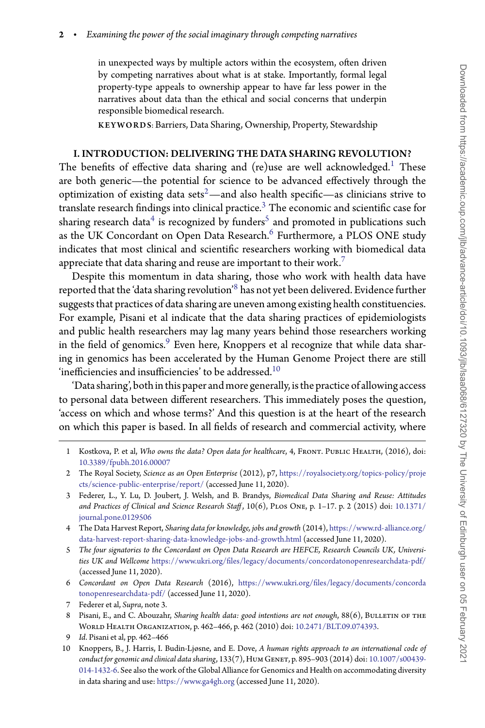in unexpected ways by multiple actors within the ecosystem, often driven by competing narratives about what is at stake. Importantly, formal legal property-type appeals to ownership appear to have far less power in the narratives about data than the ethical and social concerns that underpin responsible biomedical research.

KEYWORDS: Barriers, Data Sharing, Ownership, Property, Stewardship

## I. INTRODUCTION: DELIVERING THE DATA SHARING REVOLUTION?

The benefits of effective data sharing and (re)use are well acknowledged.[1] These are both generic—the potential for science to be advanced effectively through the optimization of existing data sets[2]—and also health specific—as clinicians strive to translate research findings into clinical practice.[3] The economic and scientific case for sharing research data[4] is recognized by funders[5] and promoted in publications such as the UK Concordant on Open Data Research.[6] Furthermore, a PLOS ONE study indicates that most clinical and scientific researchers working with biomedical data appreciate that data sharing and reuse are important to their work.[7]

Despite this momentum in data sharing, those who work with health data have reported that the 'data sharing revolution'[8] has not yet been delivered. Evidence further suggests that practices of data sharing are uneven among existing health constituencies. For example, Pisani et al indicate that the data sharing practices of epidemiologists and public health researchers may lag many years behind those researchers working in the field of genomics.[9] Even here, Knoppers et al recognize that while data sharing in genomics has been accelerated by the Human Genome Project there are still 'inefficiencies and insufficiencies' to be addressed.[10]

'Data sharing', both in this paper and more generally, is the practice of allowing access to personal data between different researchers. This immediately poses the question, 'access on which and whose terms?' And this question is at the heart of the research on which this paper is based. In all fields of research and commercial activity, where

---

1 Kostkova, P. et al, *Who owns the data? Open data for healthcare*, 4, FRONT. PUBLIC HEALTH, (2016), doi: 10.3389/fpubh.2016.00007

2 The Royal Society, *Science as an Open Enterprise* (2012), p7, https://royalsociety.org/topics-policy/projects/science-public-enterprise/report/ (accessed June 11, 2020).

3 Federer, L., Y. Lu, D. Joubert, J. Welsh, and B. Brandys, *Biomedical Data Sharing and Reuse: Attitudes and Practices of Clinical and Science Research Staff*, 10(6), PLOS ONE, p. 1–17. p. 2 (2015) doi: 10.1371/journal.pone.0129506

4 The Data Harvest Report, *Sharing data for knowledge, jobs and growth* (2014), https://www.rd-alliance.org/data-harvest-report-sharing-data-knowledge-jobs-and-growth.html (accessed June 11, 2020).

5 *The four signatories to the Concordant on Open Data Research are HEFCE, Research Councils UK, Universities UK and Wellcome* https://www.ukri.org/files/legacy/documents/concordatonopenresearchdata-pdf/ (accessed June 11, 2020).

6 *Concordant on Open Data Research* (2016), https://www.ukri.org/files/legacy/documents/concordatonopenresearchdata-pdf/ (accessed June 11, 2020).

7 Federer et al, *Supra*, note 3.

8 Pisani, E., and C. Abouzahr, *Sharing health data: good intentions are not enough*, 88(6), BULLETIN OF THE WORLD HEALTH ORGANIZATION, p. 462–466, p. 462 (2010) doi: 10.2471/BLT.09.074393.

9 *Id*. Pisani et al, pp. 462–466

10 Knoppers, B., J. Harris, I. Budin-Ljøsne, and E. Dove, *A human rights approach to an international code of conduct for genomic and clinical data sharing*, 133(7), HUM GENET, p. 895–903 (2014) doi: 10.1007/s00439-014-1432-6. See also the work of the Global Alliance for Genomics and Health on accommodating diversity in data sharing and use: https://www.ga4gh.org (accessed June 11, 2020).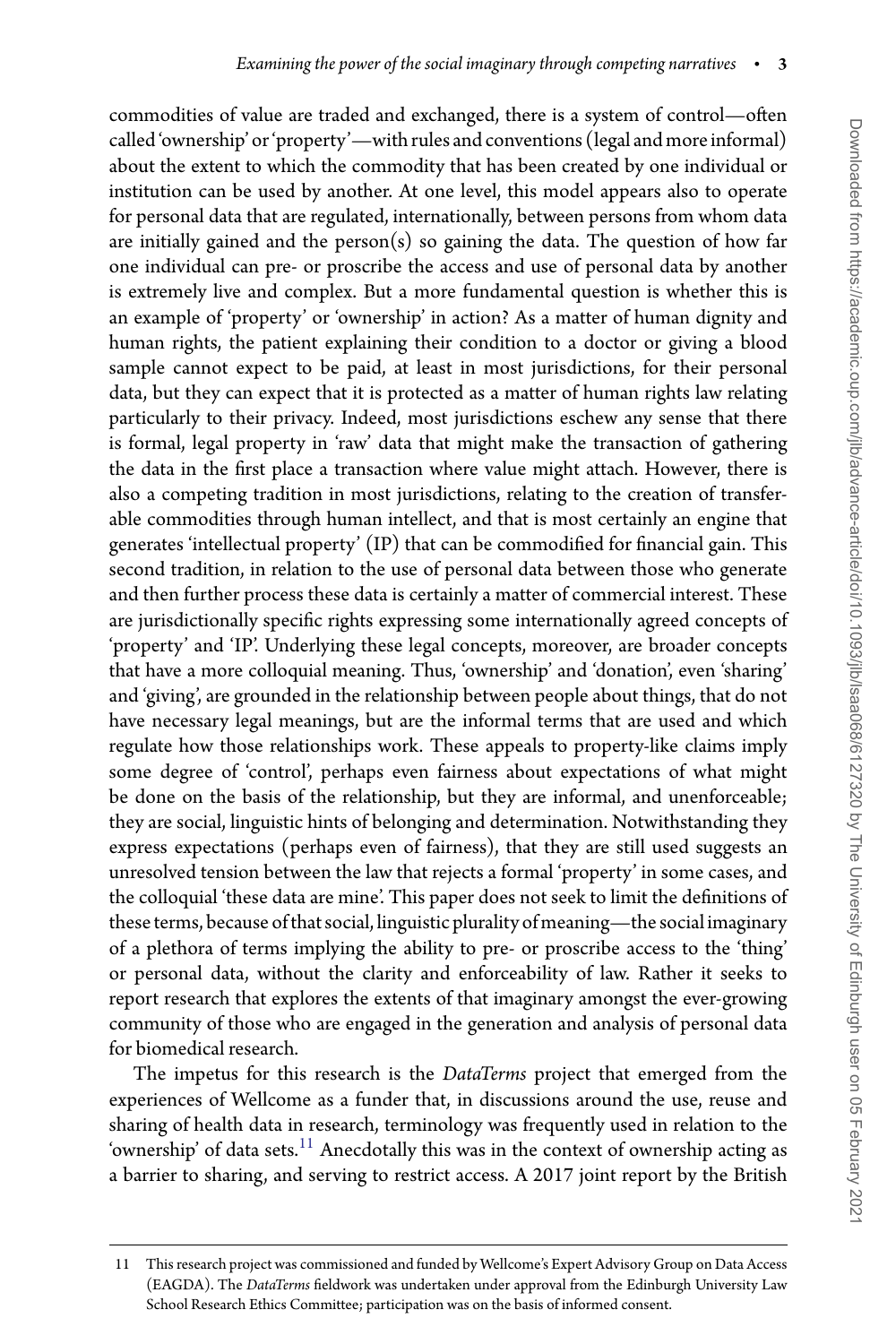commodities of value are traded and exchanged, there is a system of control—often called 'ownership' or 'property'—with rules and conventions (legal and more informal) about the extent to which the commodity that has been created by one individual or institution can be used by another. At one level, this model appears also to operate for personal data that are regulated, internationally, between persons from whom data are initially gained and the person(s) so gaining the data. The question of how far one individual can pre- or proscribe the access and use of personal data by another is extremely live and complex. But a more fundamental question is whether this is an example of 'property' or 'ownership' in action? As a matter of human dignity and human rights, the patient explaining their condition to a doctor or giving a blood sample cannot expect to be paid, at least in most jurisdictions, for their personal data, but they can expect that it is protected as a matter of human rights law relating particularly to their privacy. Indeed, most jurisdictions eschew any sense that there is formal, legal property in 'raw' data that might make the transaction of gathering the data in the first place a transaction where value might attach. However, there is also a competing tradition in most jurisdictions, relating to the creation of transferable commodities through human intellect, and that is most certainly an engine that generates 'intellectual property' (IP) that can be commodified for financial gain. This second tradition, in relation to the use of personal data between those who generate and then further process these data is certainly a matter of commercial interest. These are jurisdictionally specific rights expressing some internationally agreed concepts of 'property' and 'IP'. Underlying these legal concepts, moreover, are broader concepts that have a more colloquial meaning. Thus, 'ownership' and 'donation', even 'sharing' and 'giving', are grounded in the relationship between people about things, that do not have necessary legal meanings, but are the informal terms that are used and which regulate how those relationships work. These appeals to property-like claims imply some degree of 'control', perhaps even fairness about expectations of what might be done on the basis of the relationship, but they are informal, and unenforceable; they are social, linguistic hints of belonging and determination. Notwithstanding they express expectations (perhaps even of fairness), that they are still used suggests an unresolved tension between the law that rejects a formal 'property' in some cases, and the colloquial 'these data are mine'. This paper does not seek to limit the definitions of these terms, because of that social, linguistic plurality of meaning—the social imaginary of a plethora of terms implying the ability to pre- or proscribe access to the 'thing' or personal data, without the clarity and enforceability of law. Rather it seeks to report research that explores the extents of that imaginary amongst the ever-growing community of those who are engaged in the generation and analysis of personal data for biomedical research.

The impetus for this research is the *DataTerms* project that emerged from the experiences of Wellcome as a funder that, in discussions around the use, reuse and sharing of health data in research, terminology was frequently used in relation to the 'ownership' of data sets.[11] Anecdotally this was in the context of ownership acting as a barrier to sharing, and serving to restrict access. A 2017 joint report by the British

11 This research project was commissioned and funded by Wellcome's Expert Advisory Group on Data Access (EAGDA). The *DataTerms* fieldwork was undertaken under approval from the Edinburgh University Law School Research Ethics Committee; participation was on the basis of informed consent.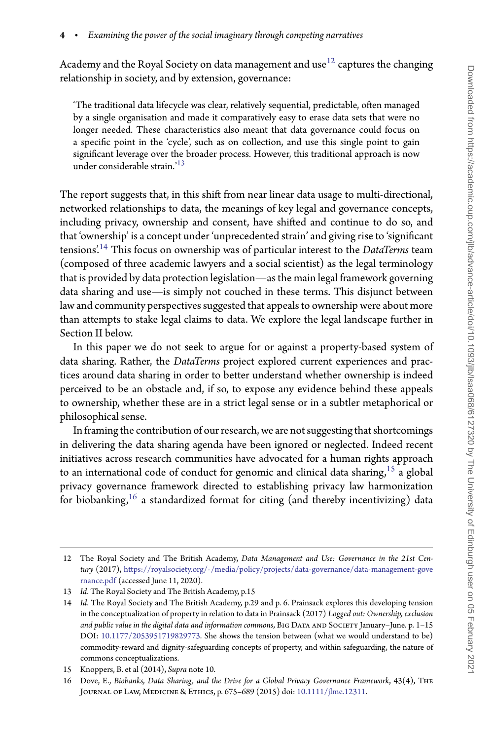Academy and the Royal Society on data management and use[12] captures the changing relationship in society, and by extension, governance:

> 'The traditional data lifecycle was clear, relatively sequential, predictable, often managed by a single organisation and made it comparatively easy to erase data sets that were no longer needed. These characteristics also meant that data governance could focus on a specific point in the 'cycle', such as on collection, and use this single point to gain significant leverage over the broader process. However, this traditional approach is now under considerable strain.'[13]

The report suggests that, in this shift from near linear data usage to multi-directional, networked relationships to data, the meanings of key legal and governance concepts, including privacy, ownership and consent, have shifted and continue to do so, and that 'ownership' is a concept under 'unprecedented strain' and giving rise to 'significant tensions'.[14] This focus on ownership was of particular interest to the *DataTerms* team (composed of three academic lawyers and a social scientist) as the legal terminology that is provided by data protection legislation—as the main legal framework governing data sharing and use—is simply not couched in these terms. This disjunct between law and community perspectives suggested that appeals to ownership were about more than attempts to stake legal claims to data. We explore the legal landscape further in Section II below.

In this paper we do not seek to argue for or against a property-based system of data sharing. Rather, the *DataTerms* project explored current experiences and practices around data sharing in order to better understand whether ownership is indeed perceived to be an obstacle and, if so, to expose any evidence behind these appeals to ownership, whether these are in a strict legal sense or in a subtler metaphorical or philosophical sense.

In framing the contribution of our research, we are not suggesting that shortcomings in delivering the data sharing agenda have been ignored or neglected. Indeed recent initiatives across research communities have advocated for a human rights approach to an international code of conduct for genomic and clinical data sharing,[15] a global privacy governance framework directed to establishing privacy law harmonization for biobanking,[16] a standardized format for citing (and thereby incentivizing) data

---

12 The Royal Society and The British Academy, *Data Management and Use: Governance in the 21st Century* (2017), https://royalsociety.org/-/media/policy/projects/data-governance/data-management-governance.pdf (accessed June 11, 2020).

13 *Id.* The Royal Society and The British Academy, p.15

14 *Id.* The Royal Society and The British Academy, p.29 and p. 6. Prainsack explores this developing tension in the conceptualization of property in relation to data in Prainsack (2017) *Logged out: Ownership, exclusion and public value in the digital data and information commons*, Big Data and Society January–June. p. 1–15 DOI: 10.1177/2053951719829773. She shows the tension between (what we would understand to be) commodity-reward and dignity-safeguarding concepts of property, and within safeguarding, the nature of commons conceptualizations.

15 Knoppers, B. et al (2014), *Supra* note 10.

16 Dove, E., *Biobanks, Data Sharing, and the Drive for a Global Privacy Governance Framework*, 43(4), The Journal of Law, Medicine & Ethics, p. 675–689 (2015) doi: 10.1111/jlme.12311.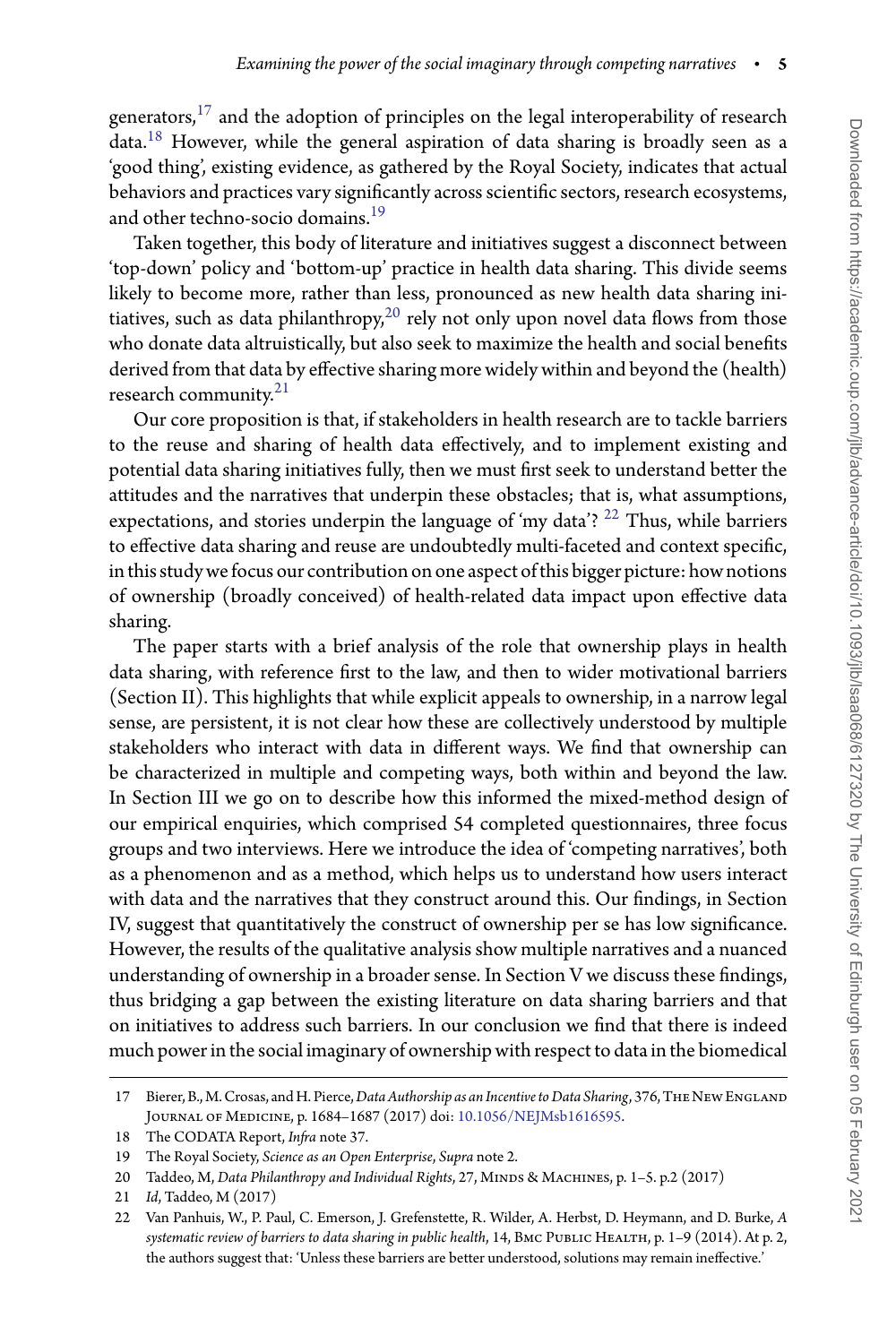generators,[17] and the adoption of principles on the legal interoperability of research data.[18] However, while the general aspiration of data sharing is broadly seen as a 'good thing', existing evidence, as gathered by the Royal Society, indicates that actual behaviors and practices vary significantly across scientific sectors, research ecosystems, and other techno-socio domains.[19]

Taken together, this body of literature and initiatives suggest a disconnect between 'top-down' policy and 'bottom-up' practice in health data sharing. This divide seems likely to become more, rather than less, pronounced as new health data sharing initiatives, such as data philanthropy,[20] rely not only upon novel data flows from those who donate data altruistically, but also seek to maximize the health and social benefits derived from that data by effective sharing more widely within and beyond the (health) research community.[21]

Our core proposition is that, if stakeholders in health research are to tackle barriers to the reuse and sharing of health data effectively, and to implement existing and potential data sharing initiatives fully, then we must first seek to understand better the attitudes and the narratives that underpin these obstacles; that is, what assumptions, expectations, and stories underpin the language of 'my data'? [22] Thus, while barriers to effective data sharing and reuse are undoubtedly multi-faceted and context specific, in this study we focus our contribution on one aspect of this bigger picture: how notions of ownership (broadly conceived) of health-related data impact upon effective data sharing.

The paper starts with a brief analysis of the role that ownership plays in health data sharing, with reference first to the law, and then to wider motivational barriers (Section II). This highlights that while explicit appeals to ownership, in a narrow legal sense, are persistent, it is not clear how these are collectively understood by multiple stakeholders who interact with data in different ways. We find that ownership can be characterized in multiple and competing ways, both within and beyond the law. In Section III we go on to describe how this informed the mixed-method design of our empirical enquiries, which comprised 54 completed questionnaires, three focus groups and two interviews. Here we introduce the idea of 'competing narratives', both as a phenomenon and as a method, which helps us to understand how users interact with data and the narratives that they construct around this. Our findings, in Section IV, suggest that quantitatively the construct of ownership per se has low significance. However, the results of the qualitative analysis show multiple narratives and a nuanced understanding of ownership in a broader sense. In Section V we discuss these findings, thus bridging a gap between the existing literature on data sharing barriers and that on initiatives to address such barriers. In our conclusion we find that there is indeed much power in the social imaginary of ownership with respect to data in the biomedical

---

17 Bierer, B., M. Crosas, and H. Pierce, *Data Authorship as an Incentive to Data Sharing*, 376, The New England Journal of Medicine, p. 1684–1687 (2017) doi: 10.1056/NEJMsb1616595.

18 The CODATA Report, *Infra* note 37.

19 The Royal Society, *Science as an Open Enterprise*, *Supra* note 2.

20 Taddeo, M, *Data Philanthropy and Individual Rights*, 27, Minds & Machines, p. 1–5. p.2 (2017)

21 *Id*, Taddeo, M (2017)

22 Van Panhuis, W., P. Paul, C. Emerson, J. Grefenstette, R. Wilder, A. Herbst, D. Heymann, and D. Burke, *A systematic review of barriers to data sharing in public health*, 14, Bmc Public Health, p. 1–9 (2014). At p. 2, the authors suggest that: 'Unless these barriers are better understood, solutions may remain ineffective.'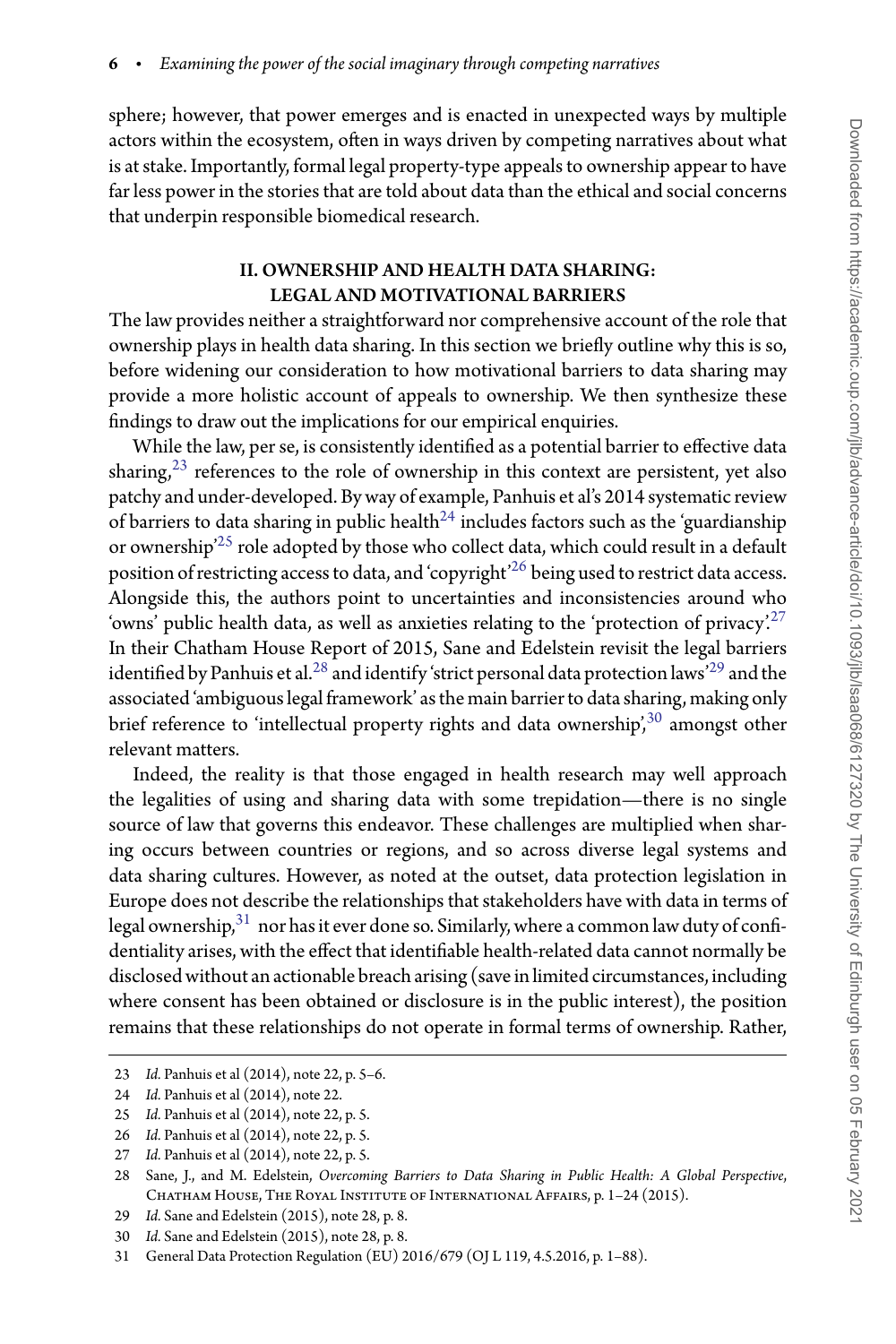sphere; however, that power emerges and is enacted in unexpected ways by multiple actors within the ecosystem, often in ways driven by competing narratives about what is at stake. Importantly, formal legal property-type appeals to ownership appear to have far less power in the stories that are told about data than the ethical and social concerns that underpin responsible biomedical research.

## II. OWNERSHIP AND HEALTH DATA SHARING: LEGAL AND MOTIVATIONAL BARRIERS

The law provides neither a straightforward nor comprehensive account of the role that ownership plays in health data sharing. In this section we briefly outline why this is so, before widening our consideration to how motivational barriers to data sharing may provide a more holistic account of appeals to ownership. We then synthesize these findings to draw out the implications for our empirical enquiries.

While the law, per se, is consistently identified as a potential barrier to effective data sharing,[23] references to the role of ownership in this context are persistent, yet also patchy and under-developed. By way of example, Panhuis et al's 2014 systematic review of barriers to data sharing in public health[24] includes factors such as the 'guardianship or ownership'[25] role adopted by those who collect data, which could result in a default position of restricting access to data, and 'copyright'[26] being used to restrict data access. Alongside this, the authors point to uncertainties and inconsistencies around who 'owns' public health data, as well as anxieties relating to the 'protection of privacy'.[27] In their Chatham House Report of 2015, Sane and Edelstein revisit the legal barriers identified by Panhuis et al.[28] and identify 'strict personal data protection laws'[29] and the associated 'ambiguous legal framework' as the main barrier to data sharing, making only brief reference to 'intellectual property rights and data ownership',[30] amongst other relevant matters.

Indeed, the reality is that those engaged in health research may well approach the legalities of using and sharing data with some trepidation—there is no single source of law that governs this endeavor. These challenges are multiplied when sharing occurs between countries or regions, and so across diverse legal systems and data sharing cultures. However, as noted at the outset, data protection legislation in Europe does not describe the relationships that stakeholders have with data in terms of legal ownership,[31] nor has it ever done so. Similarly, where a common law duty of confidentiality arises, with the effect that identifiable health-related data cannot normally be disclosed without an actionable breach arising (save in limited circumstances, including where consent has been obtained or disclosure is in the public interest), the position remains that these relationships do not operate in formal terms of ownership. Rather,

23 *Id.* Panhuis et al (2014), note 22, p. 5–6.

24 *Id.* Panhuis et al (2014), note 22.

25 *Id.* Panhuis et al (2014), note 22, p. 5.

26 *Id.* Panhuis et al (2014), note 22, p. 5.

27 *Id.* Panhuis et al (2014), note 22, p. 5.

28 Sane, J., and M. Edelstein, *Overcoming Barriers to Data Sharing in Public Health: A Global Perspective*, Chatham House, The Royal Institute of International Affairs, p. 1–24 (2015).

29 *Id.* Sane and Edelstein (2015), note 28, p. 8.

30 *Id.* Sane and Edelstein (2015), note 28, p. 8.

31 General Data Protection Regulation (EU) 2016/679 (OJ L 119, 4.5.2016, p. 1–88).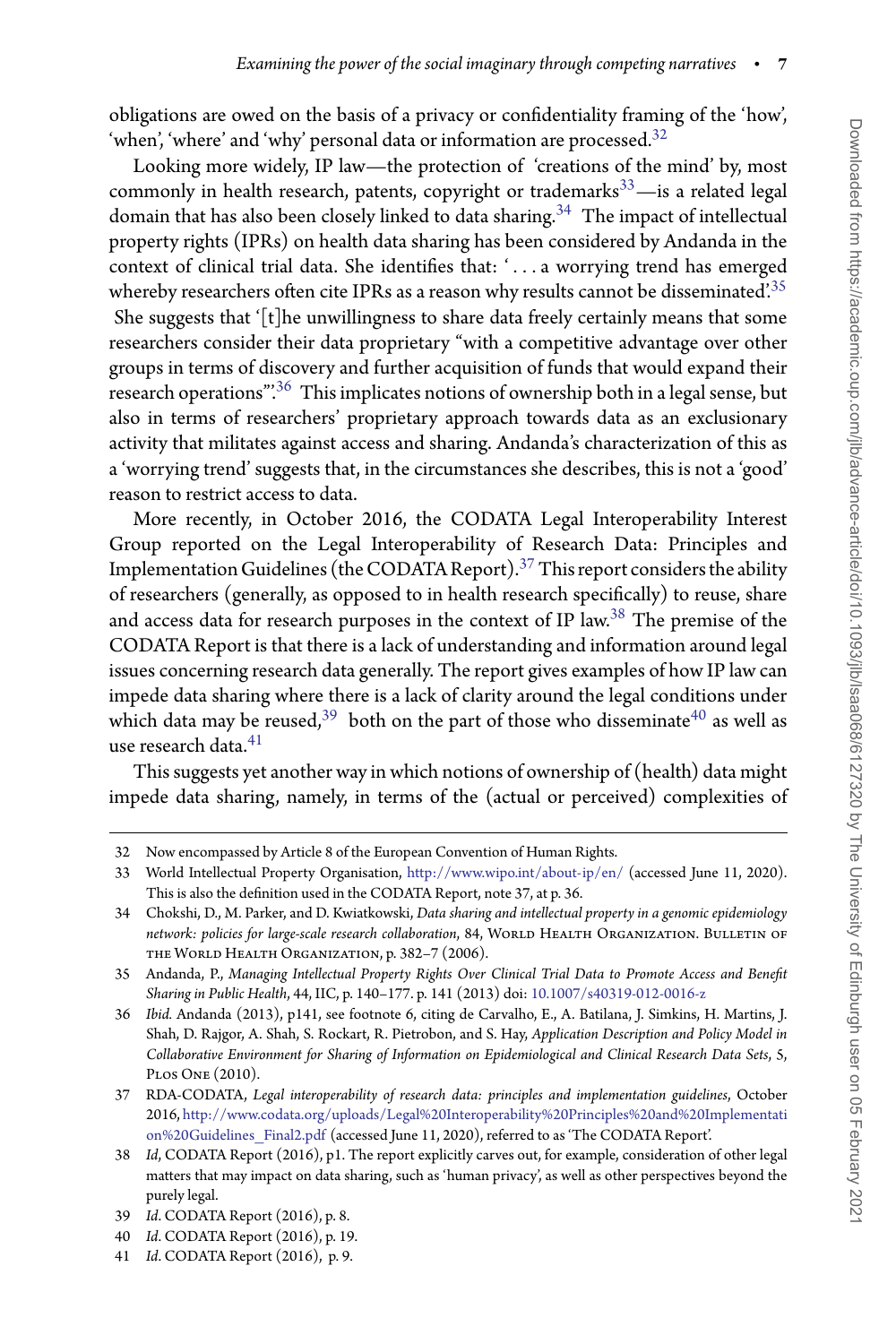obligations are owed on the basis of a privacy or confidentiality framing of the 'how', 'when', 'where' and 'why' personal data or information are processed.[32]

Looking more widely, IP law—the protection of 'creations of the mind' by, most commonly in health research, patents, copyright or trademarks[33]—is a related legal domain that has also been closely linked to data sharing.[34] The impact of intellectual property rights (IPRs) on health data sharing has been considered by Andanda in the context of clinical trial data. She identifies that: '. . . a worrying trend has emerged whereby researchers often cite IPRs as a reason why results cannot be disseminated.'[35] She suggests that '[t]he unwillingness to share data freely certainly means that some researchers consider their data proprietary "with a competitive advantage over other groups in terms of discovery and further acquisition of funds that would expand their research operations"'.[36] This implicates notions of ownership both in a legal sense, but also in terms of researchers' proprietary approach towards data as an exclusionary activity that militates against access and sharing. Andanda's characterization of this as a 'worrying trend' suggests that, in the circumstances she describes, this is not a 'good' reason to restrict access to data.

More recently, in October 2016, the CODATA Legal Interoperability Interest Group reported on the Legal Interoperability of Research Data: Principles and Implementation Guidelines (the CODATA Report).[37] This report considers the ability of researchers (generally, as opposed to in health research specifically) to reuse, share and access data for research purposes in the context of IP law.[38] The premise of the CODATA Report is that there is a lack of understanding and information around legal issues concerning research data generally. The report gives examples of how IP law can impede data sharing where there is a lack of clarity around the legal conditions under which data may be reused,[39] both on the part of those who disseminate[40] as well as use research data.[41]

This suggests yet another way in which notions of ownership of (health) data might impede data sharing, namely, in terms of the (actual or perceived) complexities of

---

32 Now encompassed by Article 8 of the European Convention of Human Rights.

33 World Intellectual Property Organisation, http://www.wipo.int/about-ip/en/ (accessed June 11, 2020). This is also the definition used in the CODATA Report, note 37, at p. 36.

34 Chokshi, D., M. Parker, and D. Kwiatkowski, *Data sharing and intellectual property in a genomic epidemiology network: policies for large-scale research collaboration*, 84, World Health Organization. Bulletin of the World Health Organization, p. 382–7 (2006).

35 Andanda, P., *Managing Intellectual Property Rights Over Clinical Trial Data to Promote Access and Benefit Sharing in Public Health*, 44, IIC, p. 140–177. p. 141 (2013) doi: 10.1007/s40319-012-0016-z

36 *Ibid.* Andanda (2013), p141, see footnote 6, citing de Carvalho, E., A. Batilana, J. Simkins, H. Martins, J. Shah, D. Rajgor, A. Shah, S. Rockart, R. Pietrobon, and S. Hay, *Application Description and Policy Model in Collaborative Environment for Sharing of Information on Epidemiological and Clinical Research Data Sets*, 5, Plos One (2010).

37 RDA-CODATA, *Legal interoperability of research data: principles and implementation guidelines*, October 2016, http://www.codata.org/uploads/Legal%20Interoperability%20Principles%20and%20Implementation%20Guidelines_Final2.pdf (accessed June 11, 2020), referred to as 'The CODATA Report'.

38 *Id*, CODATA Report (2016), p1. The report explicitly carves out, for example, consideration of other legal matters that may impact on data sharing, such as 'human privacy', as well as other perspectives beyond the purely legal.

39 *Id*. CODATA Report (2016), p. 8.

40 *Id*. CODATA Report (2016), p. 19.

41 *Id*. CODATA Report (2016), p. 9.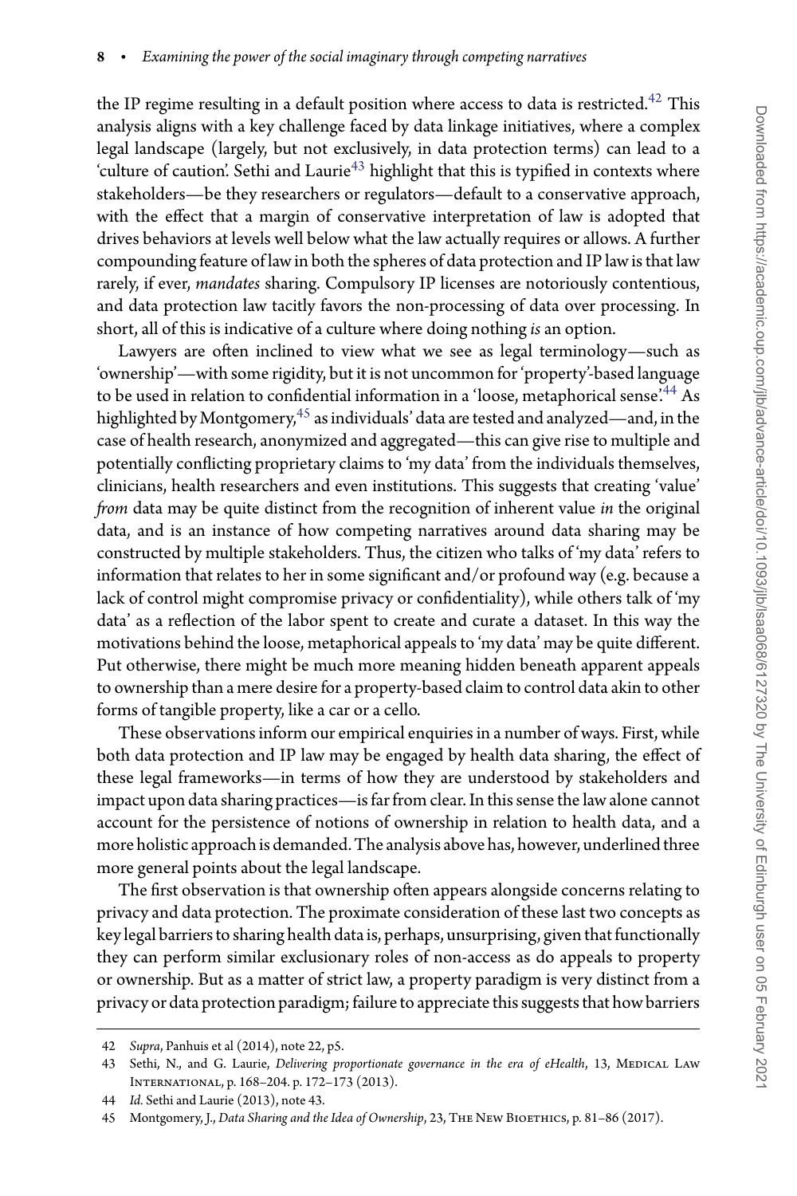the IP regime resulting in a default position where access to data is restricted.[42] This analysis aligns with a key challenge faced by data linkage initiatives, where a complex legal landscape (largely, but not exclusively, in data protection terms) can lead to a 'culture of caution'. Sethi and Laurie[43] highlight that this is typified in contexts where stakeholders—be they researchers or regulators—default to a conservative approach, with the effect that a margin of conservative interpretation of law is adopted that drives behaviors at levels well below what the law actually requires or allows. A further compounding feature of law in both the spheres of data protection and IP law is that law rarely, if ever, *mandates* sharing. Compulsory IP licenses are notoriously contentious, and data protection law tacitly favors the non-processing of data over processing. In short, all of this is indicative of a culture where doing nothing *is* an option.

Lawyers are often inclined to view what we see as legal terminology—such as 'ownership'—with some rigidity, but it is not uncommon for 'property'-based language to be used in relation to confidential information in a 'loose, metaphorical sense'.[44] As highlighted by Montgomery,[45] as individuals' data are tested and analyzed—and, in the case of health research, anonymized and aggregated—this can give rise to multiple and potentially conflicting proprietary claims to 'my data' from the individuals themselves, clinicians, health researchers and even institutions. This suggests that creating 'value' *from* data may be quite distinct from the recognition of inherent value *in* the original data, and is an instance of how competing narratives around data sharing may be constructed by multiple stakeholders. Thus, the citizen who talks of 'my data' refers to information that relates to her in some significant and/or profound way (e.g. because a lack of control might compromise privacy or confidentiality), while others talk of 'my data' as a reflection of the labor spent to create and curate a dataset. In this way the motivations behind the loose, metaphorical appeals to 'my data' may be quite different. Put otherwise, there might be much more meaning hidden beneath apparent appeals to ownership than a mere desire for a property-based claim to control data akin to other forms of tangible property, like a car or a cello.

These observations inform our empirical enquiries in a number of ways. First, while both data protection and IP law may be engaged by health data sharing, the effect of these legal frameworks—in terms of how they are understood by stakeholders and impact upon data sharing practices—is far from clear. In this sense the law alone cannot account for the persistence of notions of ownership in relation to health data, and a more holistic approach is demanded. The analysis above has, however, underlined three more general points about the legal landscape.

The first observation is that ownership often appears alongside concerns relating to privacy and data protection. The proximate consideration of these last two concepts as key legal barriers to sharing health data is, perhaps, unsurprising, given that functionally they can perform similar exclusionary roles of non-access as do appeals to property or ownership. But as a matter of strict law, a property paradigm is very distinct from a privacy or data protection paradigm; failure to appreciate this suggests that how barriers

---

42 *Supra*, Panhuis et al (2014), note 22, p5.

43 Sethi, N., and G. Laurie, *Delivering proportionate governance in the era of eHealth*, 13, Medical Law International, p. 168–204. p. 172–173 (2013).

44 *Id.* Sethi and Laurie (2013), note 43.

45 Montgomery, J., *Data Sharing and the Idea of Ownership*, 23, The New Bioethics, p. 81–86 (2017).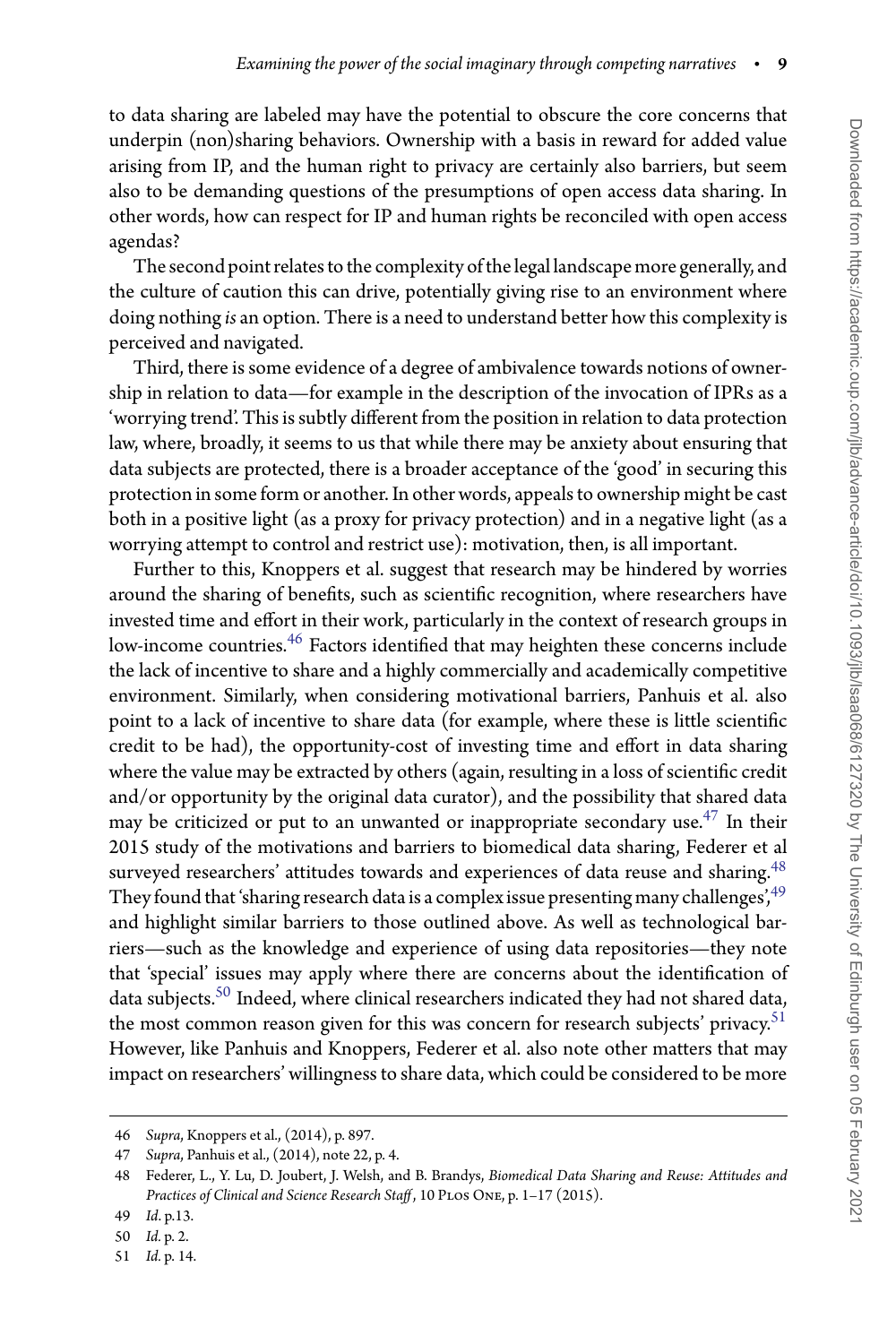to data sharing are labeled may have the potential to obscure the core concerns that underpin (non)sharing behaviors. Ownership with a basis in reward for added value arising from IP, and the human right to privacy are certainly also barriers, but seem also to be demanding questions of the presumptions of open access data sharing. In other words, how can respect for IP and human rights be reconciled with open access agendas?

The second point relates to the complexity of the legal landscape more generally, and the culture of caution this can drive, potentially giving rise to an environment where doing nothing *is* an option. There is a need to understand better how this complexity is perceived and navigated.

Third, there is some evidence of a degree of ambivalence towards notions of ownership in relation to data—for example in the description of the invocation of IPRs as a 'worrying trend'. This is subtly different from the position in relation to data protection law, where, broadly, it seems to us that while there may be anxiety about ensuring that data subjects are protected, there is a broader acceptance of the 'good' in securing this protection in some form or another. In other words, appeals to ownership might be cast both in a positive light (as a proxy for privacy protection) and in a negative light (as a worrying attempt to control and restrict use): motivation, then, is all important.

Further to this, Knoppers et al. suggest that research may be hindered by worries around the sharing of benefits, such as scientific recognition, where researchers have invested time and effort in their work, particularly in the context of research groups in low-income countries.[46] Factors identified that may heighten these concerns include the lack of incentive to share and a highly commercially and academically competitive environment. Similarly, when considering motivational barriers, Panhuis et al. also point to a lack of incentive to share data (for example, where these is little scientific credit to be had), the opportunity-cost of investing time and effort in data sharing where the value may be extracted by others (again, resulting in a loss of scientific credit and/or opportunity by the original data curator), and the possibility that shared data may be criticized or put to an unwanted or inappropriate secondary use.[47] In their 2015 study of the motivations and barriers to biomedical data sharing, Federer et al surveyed researchers' attitudes towards and experiences of data reuse and sharing.[48] They found that 'sharing research data is a complex issue presenting many challenges',[49] and highlight similar barriers to those outlined above. As well as technological barriers—such as the knowledge and experience of using data repositories—they note that 'special' issues may apply where there are concerns about the identification of data subjects.[50] Indeed, where clinical researchers indicated they had not shared data, the most common reason given for this was concern for research subjects' privacy.[51] However, like Panhuis and Knoppers, Federer et al. also note other matters that may impact on researchers' willingness to share data, which could be considered to be more

---

46 *Supra*, Knoppers et al., (2014), p. 897.

47 *Supra*, Panhuis et al., (2014), note 22, p. 4.

48 Federer, L., Y. Lu, D. Joubert, J. Welsh, and B. Brandys, *Biomedical Data Sharing and Reuse: Attitudes and Practices of Clinical and Science Research Staff*, 10 PLOS ONE, p. 1–17 (2015).

49 *Id*. p.13.

50 *Id*. p. 2.

51 *Id*. p. 14.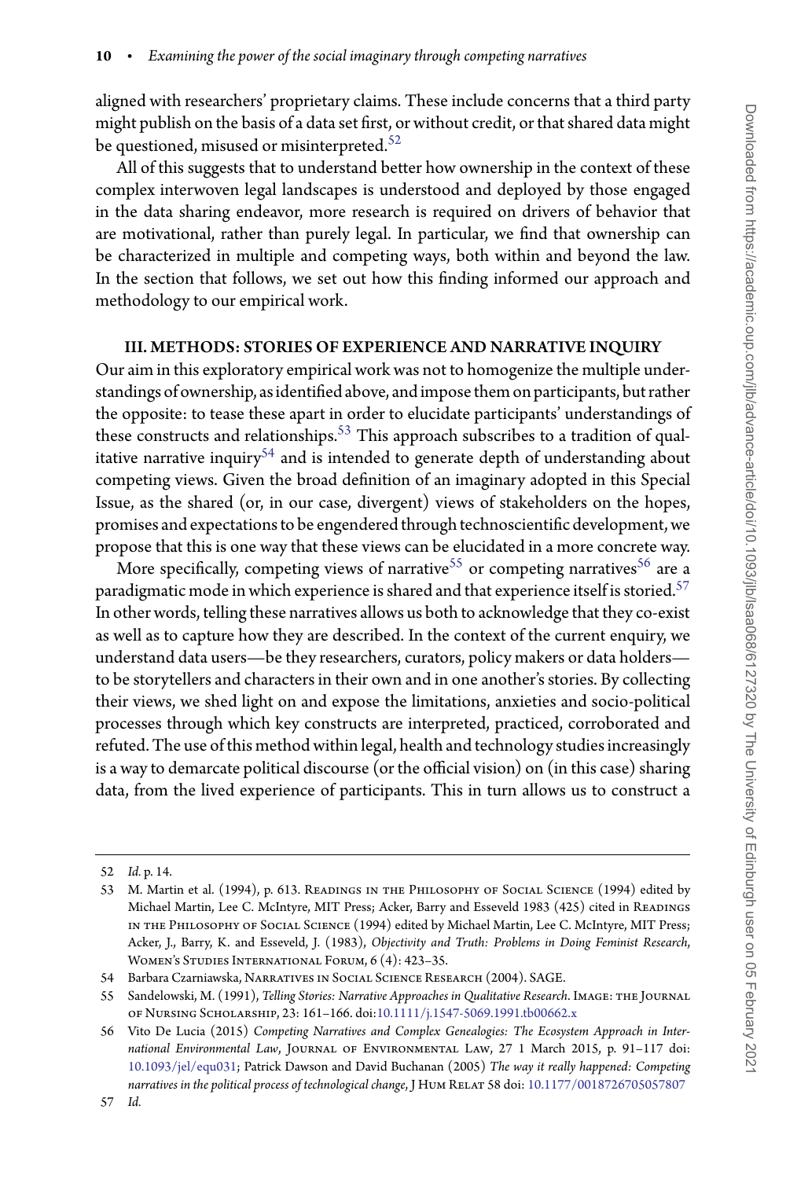aligned with researchers' proprietary claims. These include concerns that a third party might publish on the basis of a data set first, or without credit, or that shared data might be questioned, misused or misinterpreted.[52]

All of this suggests that to understand better how ownership in the context of these complex interwoven legal landscapes is understood and deployed by those engaged in the data sharing endeavor, more research is required on drivers of behavior that are motivational, rather than purely legal. In particular, we find that ownership can be characterized in multiple and competing ways, both within and beyond the law. In the section that follows, we set out how this finding informed our approach and methodology to our empirical work.

### III. METHODS: STORIES OF EXPERIENCE AND NARRATIVE INQUIRY

Our aim in this exploratory empirical work was not to homogenize the multiple understandings of ownership, as identified above, and impose them on participants, but rather the opposite: to tease these apart in order to elucidate participants' understandings of these constructs and relationships.[53] This approach subscribes to a tradition of qualitative narrative inquiry[54] and is intended to generate depth of understanding about competing views. Given the broad definition of an imaginary adopted in this Special Issue, as the shared (or, in our case, divergent) views of stakeholders on the hopes, promises and expectations to be engendered through technoscientific development, we propose that this is one way that these views can be elucidated in a more concrete way.

More specifically, competing views of narrative[55] or competing narratives[56] are a paradigmatic mode in which experience is shared and that experience itself is storied.[57] In other words, telling these narratives allows us both to acknowledge that they co-exist as well as to capture how they are described. In the context of the current enquiry, we understand data users—be they researchers, curators, policy makers or data holders—to be storytellers and characters in their own and in one another's stories. By collecting their views, we shed light on and expose the limitations, anxieties and socio-political processes through which key constructs are interpreted, practiced, corroborated and refuted. The use of this method within legal, health and technology studies increasingly is a way to demarcate political discourse (or the official vision) on (in this case) sharing data, from the lived experience of participants. This in turn allows us to construct a

---

52 *Id.* p. 14.

53 M. Martin et al. (1994), p. 613. Readings in the Philosophy of Social Science (1994) edited by Michael Martin, Lee C. McIntyre, MIT Press; Acker, Barry and Esseveld 1983 (425) cited in Readings in the Philosophy of Social Science (1994) edited by Michael Martin, Lee C. McIntyre, MIT Press; Acker, J., Barry, K. and Esseveld, J. (1983), *Objectivity and Truth: Problems in Doing Feminist Research*, Women's Studies International Forum, 6 (4): 423–35.

54 Barbara Czarniawska, Narratives in Social Science Research (2004). SAGE.

55 Sandelowski, M. (1991), *Telling Stories: Narrative Approaches in Qualitative Research*. Image: the Journal of Nursing Scholarship, 23: 161–166. doi:10.1111/j.1547-5069.1991.tb00662.x

56 Vito De Lucia (2015) *Competing Narratives and Complex Genealogies: The Ecosystem Approach in International Environmental Law*, Journal of Environmental Law, 27 1 March 2015, p. 91–117 doi: 10.1093/jel/equ031; Patrick Dawson and David Buchanan (2005) *The way it really happened: Competing narratives in the political process of technological change*, J Hum Relat 58 doi: 10.1177/0018726705057807

57 *Id.*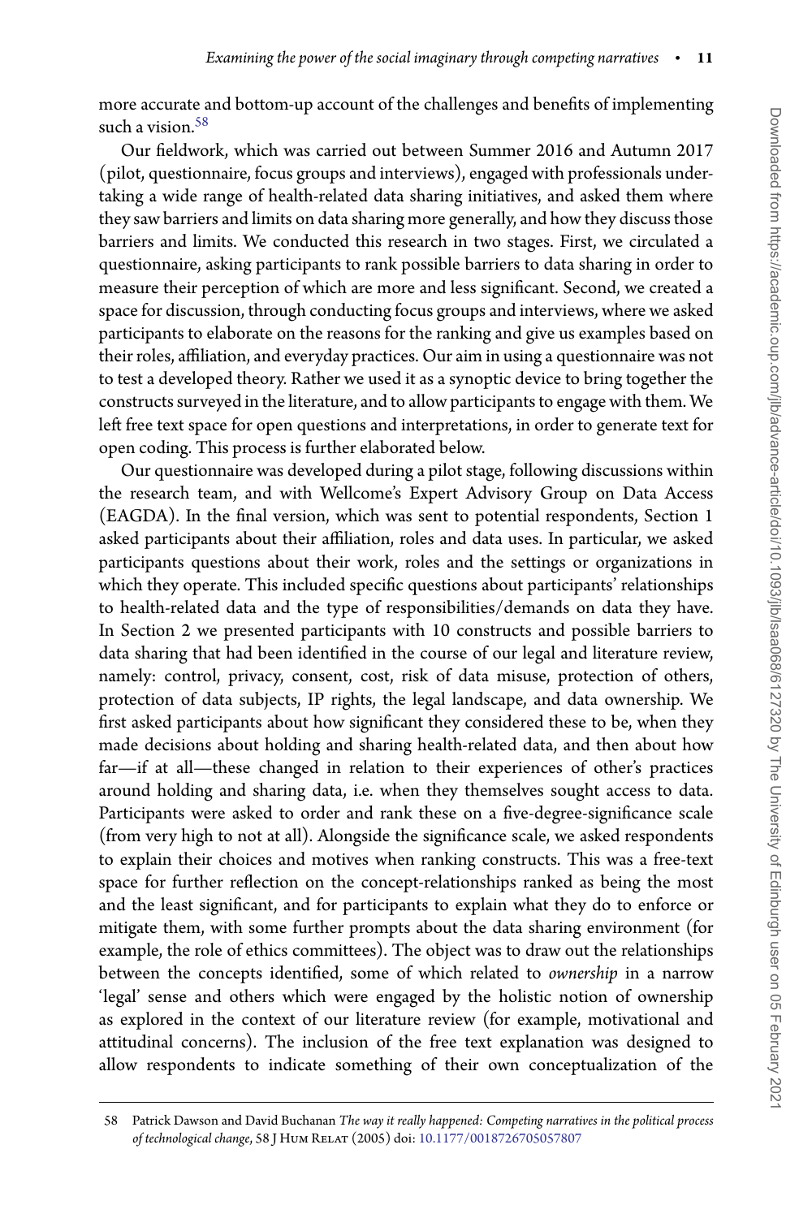more accurate and bottom-up account of the challenges and benefits of implementing such a vision.[58]

Our fieldwork, which was carried out between Summer 2016 and Autumn 2017 (pilot, questionnaire, focus groups and interviews), engaged with professionals undertaking a wide range of health-related data sharing initiatives, and asked them where they saw barriers and limits on data sharing more generally, and how they discuss those barriers and limits. We conducted this research in two stages. First, we circulated a questionnaire, asking participants to rank possible barriers to data sharing in order to measure their perception of which are more and less significant. Second, we created a space for discussion, through conducting focus groups and interviews, where we asked participants to elaborate on the reasons for the ranking and give us examples based on their roles, affiliation, and everyday practices. Our aim in using a questionnaire was not to test a developed theory. Rather we used it as a synoptic device to bring together the constructs surveyed in the literature, and to allow participants to engage with them. We left free text space for open questions and interpretations, in order to generate text for open coding. This process is further elaborated below.

Our questionnaire was developed during a pilot stage, following discussions within the research team, and with Wellcome's Expert Advisory Group on Data Access (EAGDA). In the final version, which was sent to potential respondents, Section 1 asked participants about their affiliation, roles and data uses. In particular, we asked participants questions about their work, roles and the settings or organizations in which they operate. This included specific questions about participants' relationships to health-related data and the type of responsibilities/demands on data they have. In Section 2 we presented participants with 10 constructs and possible barriers to data sharing that had been identified in the course of our legal and literature review, namely: control, privacy, consent, cost, risk of data misuse, protection of others, protection of data subjects, IP rights, the legal landscape, and data ownership. We first asked participants about how significant they considered these to be, when they made decisions about holding and sharing health-related data, and then about how far—if at all—these changed in relation to their experiences of other's practices around holding and sharing data, i.e. when they themselves sought access to data. Participants were asked to order and rank these on a five-degree-significance scale (from very high to not at all). Alongside the significance scale, we asked respondents to explain their choices and motives when ranking constructs. This was a free-text space for further reflection on the concept-relationships ranked as being the most and the least significant, and for participants to explain what they do to enforce or mitigate them, with some further prompts about the data sharing environment (for example, the role of ethics committees). The object was to draw out the relationships between the concepts identified, some of which related to *ownership* in a narrow 'legal' sense and others which were engaged by the holistic notion of ownership as explored in the context of our literature review (for example, motivational and attitudinal concerns). The inclusion of the free text explanation was designed to allow respondents to indicate something of their own conceptualization of the

58 Patrick Dawson and David Buchanan *The way it really happened: Competing narratives in the political process of technological change*, 58 J Hum Relat (2005) doi: 10.1177/0018726705057807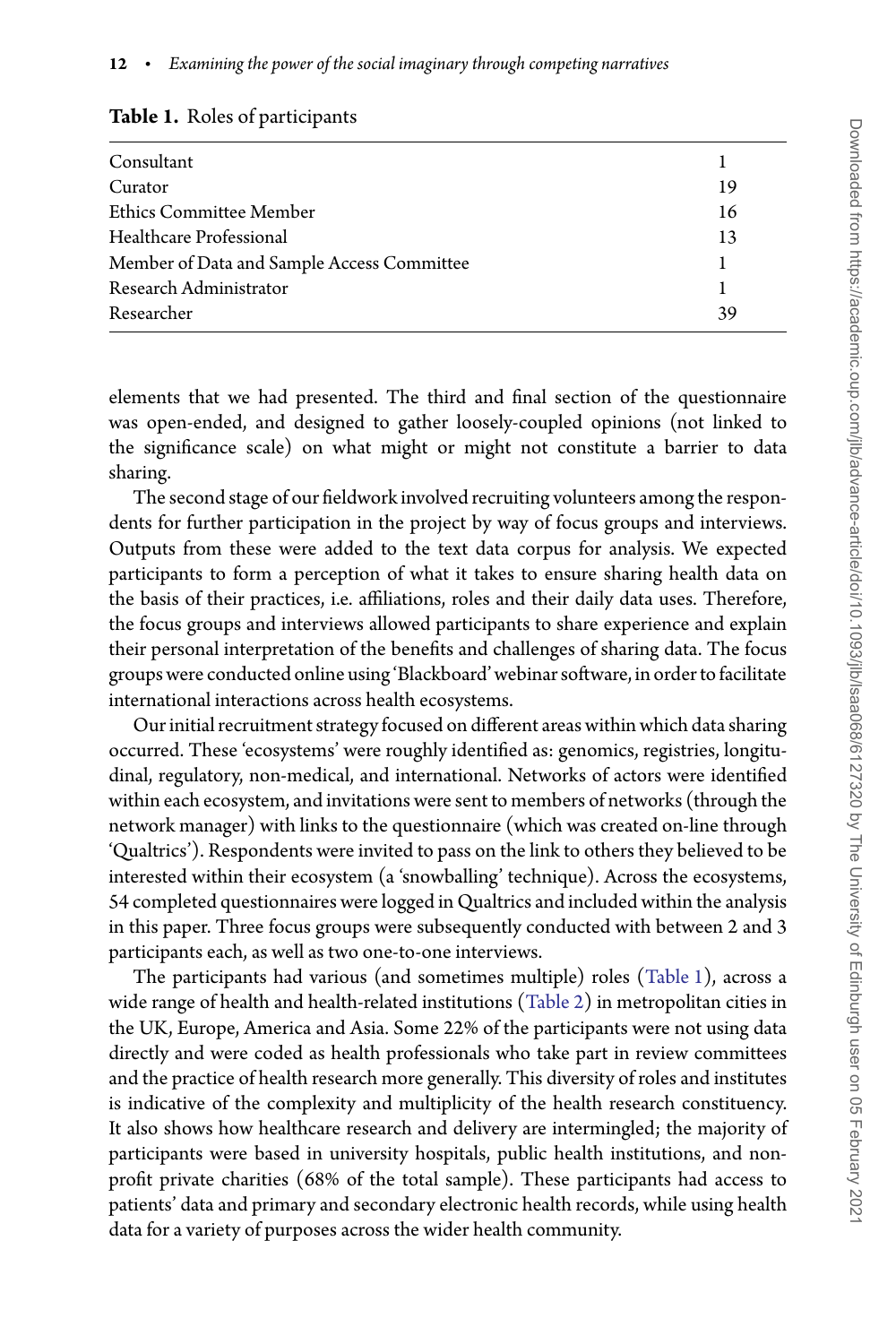**Table 1.** Roles of participants

| | |
|---|---|
| Consultant | 1 |
| Curator | 19 |
| Ethics Committee Member | 16 |
| Healthcare Professional | 13 |
| Member of Data and Sample Access Committee | 1 |
| Research Administrator | 1 |
| Researcher | 39 |

elements that we had presented. The third and final section of the questionnaire was open-ended, and designed to gather loosely-coupled opinions (not linked to the significance scale) on what might or might not constitute a barrier to data sharing.

The second stage of our fieldwork involved recruiting volunteers among the respondents for further participation in the project by way of focus groups and interviews. Outputs from these were added to the text data corpus for analysis. We expected participants to form a perception of what it takes to ensure sharing health data on the basis of their practices, i.e. affiliations, roles and their daily data uses. Therefore, the focus groups and interviews allowed participants to share experience and explain their personal interpretation of the benefits and challenges of sharing data. The focus groups were conducted online using 'Blackboard' webinar software, in order to facilitate international interactions across health ecosystems.

Our initial recruitment strategy focused on different areas within which data sharing occurred. These 'ecosystems' were roughly identified as: genomics, registries, longitudinal, regulatory, non-medical, and international. Networks of actors were identified within each ecosystem, and invitations were sent to members of networks (through the network manager) with links to the questionnaire (which was created on-line through 'Qualtrics'). Respondents were invited to pass on the link to others they believed to be interested within their ecosystem (a 'snowballing' technique). Across the ecosystems, 54 completed questionnaires were logged in Qualtrics and included within the analysis in this paper. Three focus groups were subsequently conducted with between 2 and 3 participants each, as well as two one-to-one interviews.

The participants had various (and sometimes multiple) roles (Table 1), across a wide range of health and health-related institutions (Table 2) in metropolitan cities in the UK, Europe, America and Asia. Some 22% of the participants were not using data directly and were coded as health professionals who take part in review committees and the practice of health research more generally. This diversity of roles and institutes is indicative of the complexity and multiplicity of the health research constituency. It also shows how healthcare research and delivery are intermingled; the majority of participants were based in university hospitals, public health institutions, and non-profit private charities (68% of the total sample). These participants had access to patients' data and primary and secondary electronic health records, while using health data for a variety of purposes across the wider health community.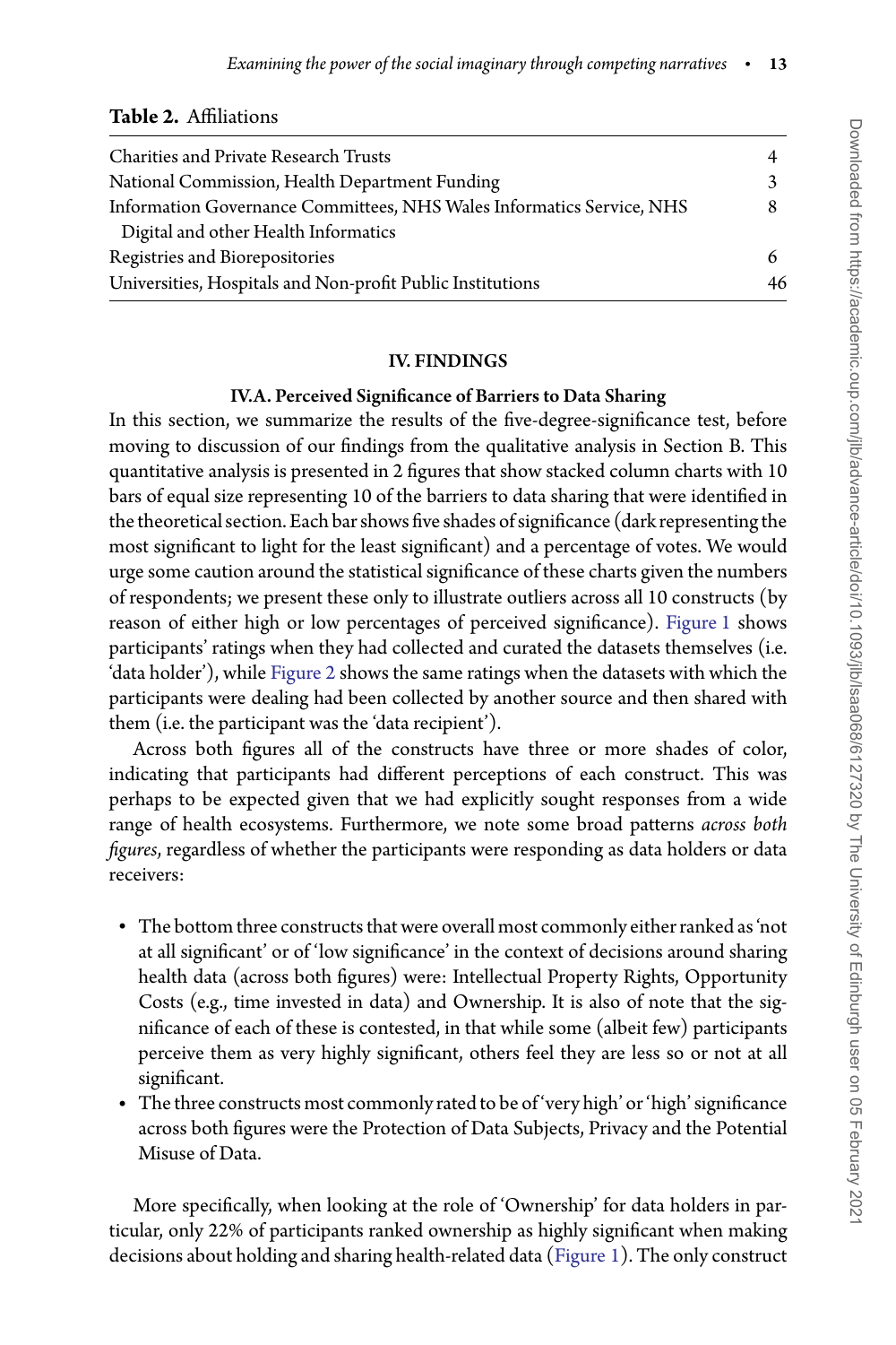**Table 2.** Affiliations

| | |
|---|---|
| Charities and Private Research Trusts | 4 |
| National Commission, Health Department Funding | 3 |
| Information Governance Committees, NHS Wales Informatics Service, NHS Digital and other Health Informatics | 8 |
| Registries and Biorepositories | 6 |
| Universities, Hospitals and Non-profit Public Institutions | 46 |

## IV. FINDINGS

### IV.A. Perceived Significance of Barriers to Data Sharing

In this section, we summarize the results of the five-degree-significance test, before moving to discussion of our findings from the qualitative analysis in Section B. This quantitative analysis is presented in 2 figures that show stacked column charts with 10 bars of equal size representing 10 of the barriers to data sharing that were identified in the theoretical section. Each bar shows five shades of significance (dark representing the most significant to light for the least significant) and a percentage of votes. We would urge some caution around the statistical significance of these charts given the numbers of respondents; we present these only to illustrate outliers across all 10 constructs (by reason of either high or low percentages of perceived significance). Figure 1 shows participants' ratings when they had collected and curated the datasets themselves (i.e. 'data holder'), while Figure 2 shows the same ratings when the datasets with which the participants were dealing had been collected by another source and then shared with them (i.e. the participant was the 'data recipient').

Across both figures all of the constructs have three or more shades of color, indicating that participants had different perceptions of each construct. This was perhaps to be expected given that we had explicitly sought responses from a wide range of health ecosystems. Furthermore, we note some broad patterns *across both figures*, regardless of whether the participants were responding as data holders or data receivers:

- The bottom three constructs that were overall most commonly either ranked as 'not at all significant' or of 'low significance' in the context of decisions around sharing health data (across both figures) were: Intellectual Property Rights, Opportunity Costs (e.g., time invested in data) and Ownership. It is also of note that the significance of each of these is contested, in that while some (albeit few) participants perceive them as very highly significant, others feel they are less so or not at all significant.
- The three constructs most commonly rated to be of 'very high' or 'high' significance across both figures were the Protection of Data Subjects, Privacy and the Potential Misuse of Data.

More specifically, when looking at the role of 'Ownership' for data holders in particular, only 22% of participants ranked ownership as highly significant when making decisions about holding and sharing health-related data (Figure 1). The only construct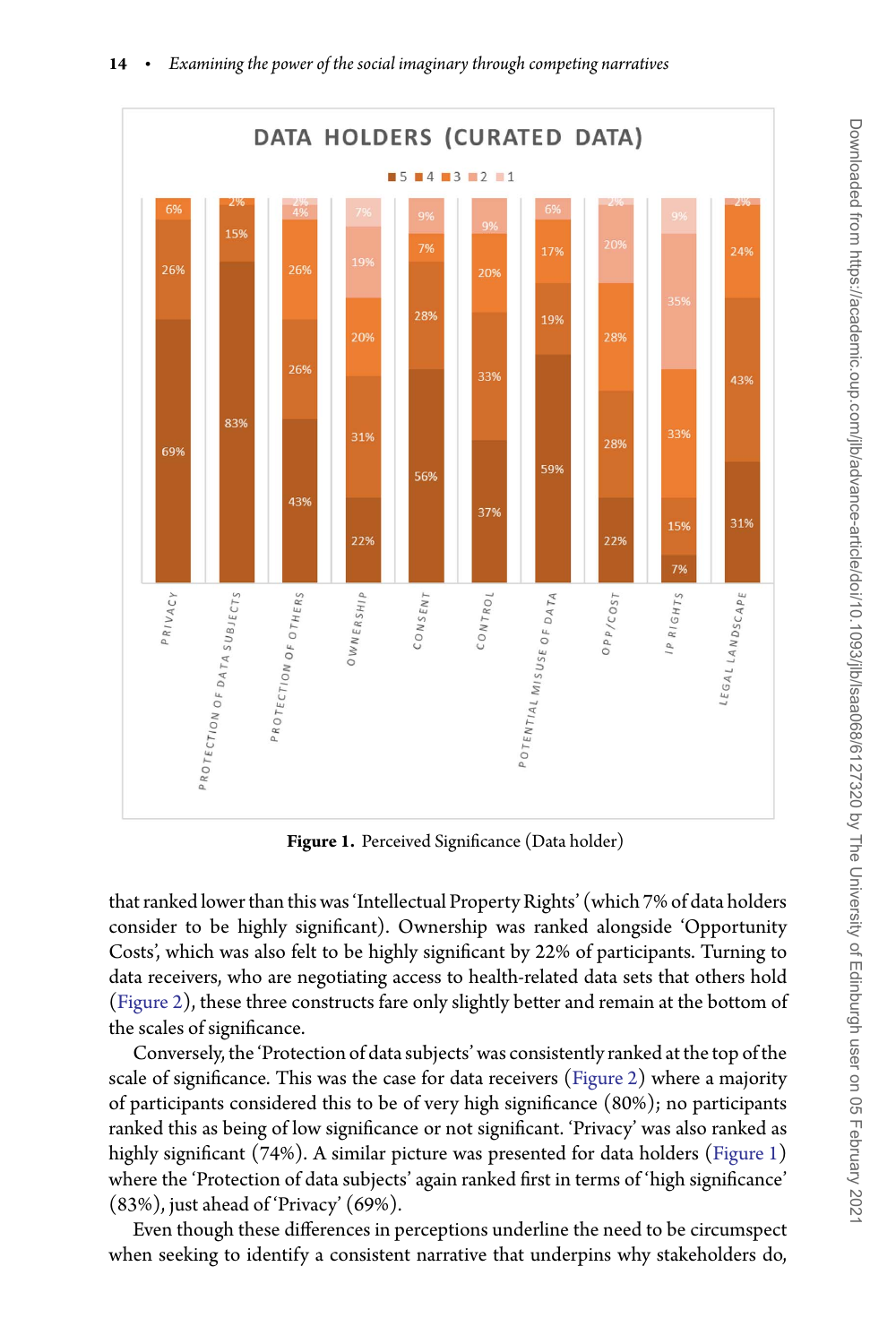**Figure 1.** Perceived Significance (Data holder)

that ranked lower than this was 'Intellectual Property Rights' (which 7% of data holders consider to be highly significant). Ownership was ranked alongside 'Opportunity Costs', which was also felt to be highly significant by 22% of participants. Turning to data receivers, who are negotiating access to health-related data sets that others hold (Figure 2), these three constructs fare only slightly better and remain at the bottom of the scales of significance.

Conversely, the 'Protection of data subjects' was consistently ranked at the top of the scale of significance. This was the case for data receivers (Figure 2) where a majority of participants considered this to be of very high significance (80%); no participants ranked this as being of low significance or not significant. 'Privacy' was also ranked as highly significant (74%). A similar picture was presented for data holders (Figure 1) where the 'Protection of data subjects' again ranked first in terms of 'high significance' (83%), just ahead of 'Privacy' (69%).

Even though these differences in perceptions underline the need to be circumspect when seeking to identify a consistent narrative that underpins why stakeholders do,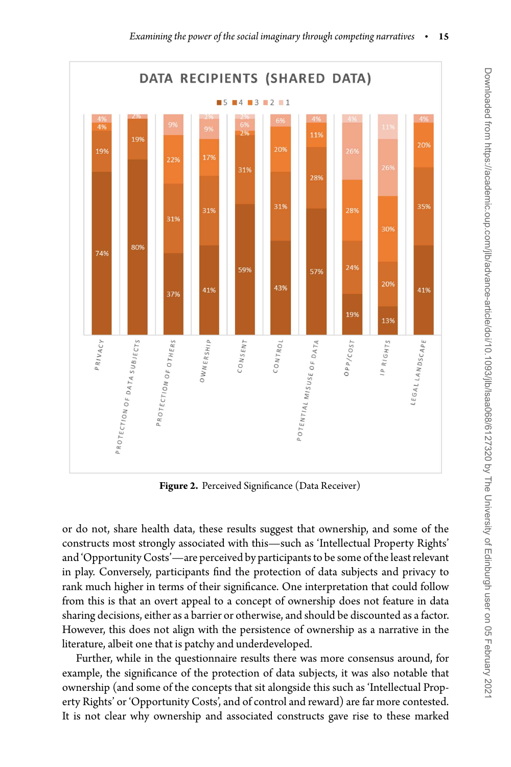Figure 2. Perceived Significance (Data Receiver)

or do not, share health data, these results suggest that ownership, and some of the constructs most strongly associated with this—such as 'Intellectual Property Rights' and 'Opportunity Costs'—are perceived by participants to be some of the least relevant in play. Conversely, participants find the protection of data subjects and privacy to rank much higher in terms of their significance. One interpretation that could follow from this is that an overt appeal to a concept of ownership does not feature in data sharing decisions, either as a barrier or otherwise, and should be discounted as a factor. However, this does not align with the persistence of ownership as a narrative in the literature, albeit one that is patchy and underdeveloped.

Further, while in the questionnaire results there was more consensus around, for example, the significance of the protection of data subjects, it was also notable that ownership (and some of the concepts that sit alongside this such as 'Intellectual Property Rights' or 'Opportunity Costs', and of control and reward) are far more contested. It is not clear why ownership and associated constructs gave rise to these marked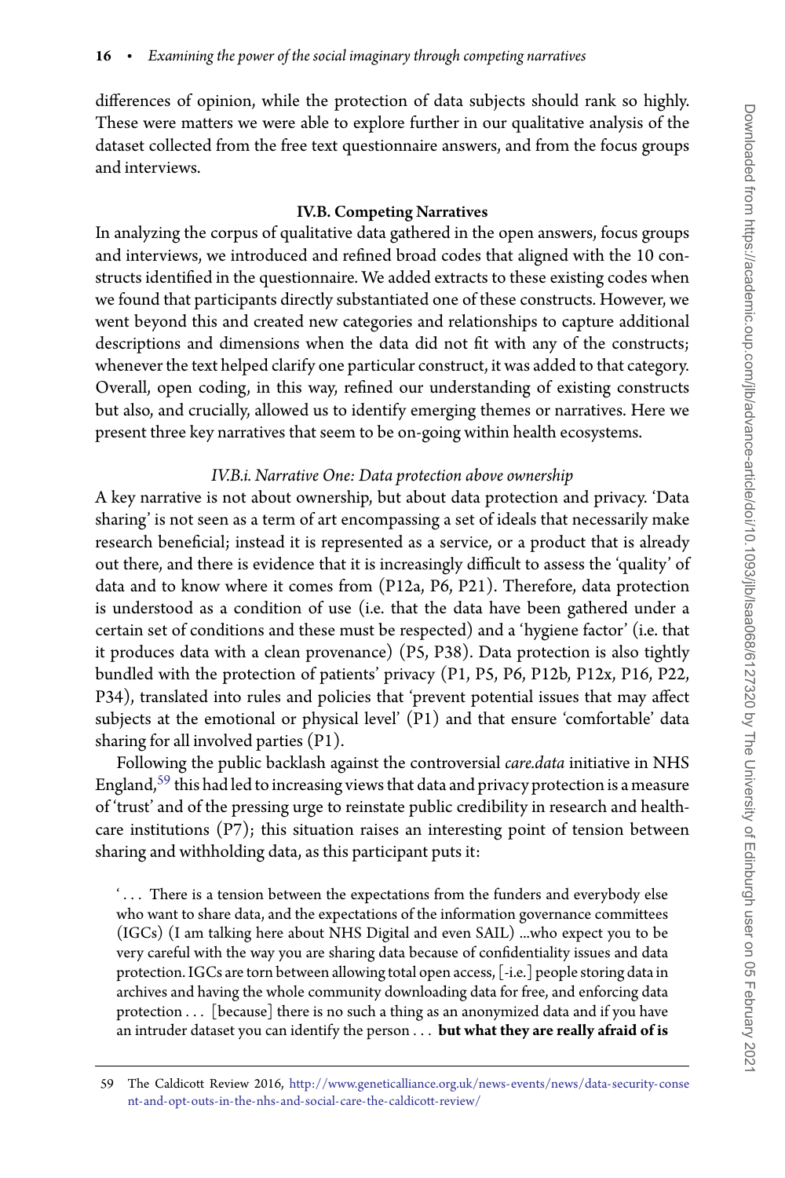differences of opinion, while the protection of data subjects should rank so highly. These were matters we were able to explore further in our qualitative analysis of the dataset collected from the free text questionnaire answers, and from the focus groups and interviews.

### IV.B. Competing Narratives

In analyzing the corpus of qualitative data gathered in the open answers, focus groups and interviews, we introduced and refined broad codes that aligned with the 10 constructs identified in the questionnaire. We added extracts to these existing codes when we found that participants directly substantiated one of these constructs. However, we went beyond this and created new categories and relationships to capture additional descriptions and dimensions when the data did not fit with any of the constructs; whenever the text helped clarify one particular construct, it was added to that category. Overall, open coding, in this way, refined our understanding of existing constructs but also, and crucially, allowed us to identify emerging themes or narratives. Here we present three key narratives that seem to be on-going within health ecosystems.

#### *IV.B.i. Narrative One: Data protection above ownership*

A key narrative is not about ownership, but about data protection and privacy. 'Data sharing' is not seen as a term of art encompassing a set of ideals that necessarily make research beneficial; instead it is represented as a service, or a product that is already out there, and there is evidence that it is increasingly difficult to assess the 'quality' of data and to know where it comes from (P12a, P6, P21). Therefore, data protection is understood as a condition of use (i.e. that the data have been gathered under a certain set of conditions and these must be respected) and a 'hygiene factor' (i.e. that it produces data with a clean provenance) (P5, P38). Data protection is also tightly bundled with the protection of patients' privacy (P1, P5, P6, P12b, P12x, P16, P22, P34), translated into rules and policies that 'prevent potential issues that may affect subjects at the emotional or physical level' (P1) and that ensure 'comfortable' data sharing for all involved parties (P1).

Following the public backlash against the controversial *care.data* initiative in NHS England,[59] this had led to increasing views that data and privacy protection is a measure of 'trust' and of the pressing urge to reinstate public credibility in research and healthcare institutions (P7); this situation raises an interesting point of tension between sharing and withholding data, as this participant puts it:

> '. . . There is a tension between the expectations from the funders and everybody else who want to share data, and the expectations of the information governance committees (IGCs) (I am talking here about NHS Digital and even SAIL) ...who expect you to be very careful with the way you are sharing data because of confidentiality issues and data protection. IGCs are torn between allowing total open access, [-i.e.] people storing data in archives and having the whole community downloading data for free, and enforcing data protection . . . [because] there is no such a thing as an anonymized data and if you have an intruder dataset you can identify the person . . . **but what they are really afraid of is**

---

59 The Caldicott Review 2016, http://www.geneticalliance.org.uk/news-events/news/data-security-consent-and-opt-outs-in-the-nhs-and-social-care-the-caldicott-review/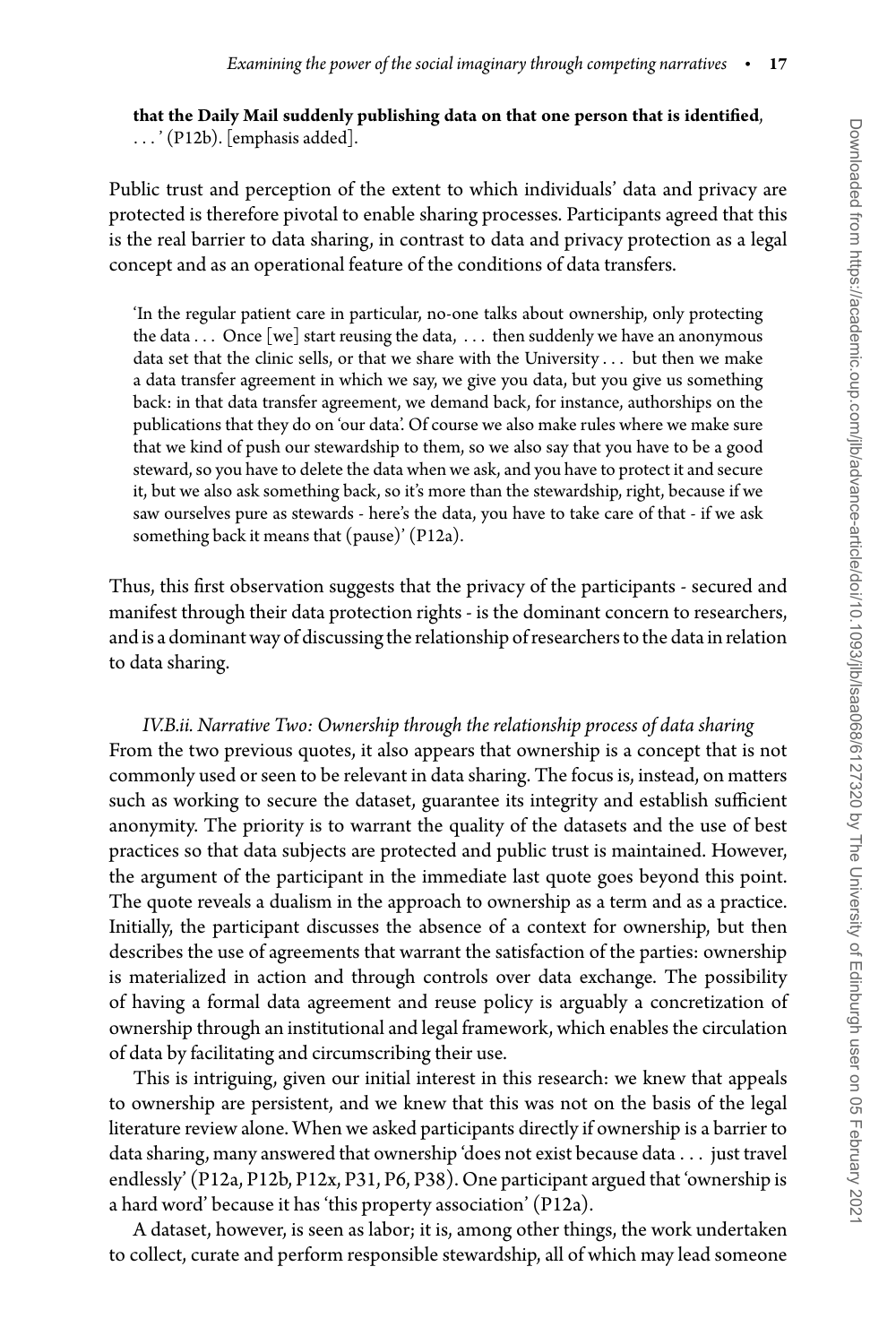**that the Daily Mail suddenly publishing data on that one person that is identified**, . . . ' (P12b). [emphasis added].

Public trust and perception of the extent to which individuals' data and privacy are protected is therefore pivotal to enable sharing processes. Participants agreed that this is the real barrier to data sharing, in contrast to data and privacy protection as a legal concept and as an operational feature of the conditions of data transfers.

> 'In the regular patient care in particular, no-one talks about ownership, only protecting the data . . . Once [we] start reusing the data, . . . then suddenly we have an anonymous data set that the clinic sells, or that we share with the University . . . but then we make a data transfer agreement in which we say, we give you data, but you give us something back: in that data transfer agreement, we demand back, for instance, authorships on the publications that they do on 'our data'. Of course we also make rules where we make sure that we kind of push our stewardship to them, so we also say that you have to be a good steward, so you have to delete the data when we ask, and you have to protect it and secure it, but we also ask something back, so it's more than the stewardship, right, because if we saw ourselves pure as stewards - here's the data, you have to take care of that - if we ask something back it means that (pause)' (P12a).

Thus, this first observation suggests that the privacy of the participants - secured and manifest through their data protection rights - is the dominant concern to researchers, and is a dominant way of discussing the relationship of researchers to the data in relation to data sharing.

### *IV.B.ii. Narrative Two: Ownership through the relationship process of data sharing*

From the two previous quotes, it also appears that ownership is a concept that is not commonly used or seen to be relevant in data sharing. The focus is, instead, on matters such as working to secure the dataset, guarantee its integrity and establish sufficient anonymity. The priority is to warrant the quality of the datasets and the use of best practices so that data subjects are protected and public trust is maintained. However, the argument of the participant in the immediate last quote goes beyond this point. The quote reveals a dualism in the approach to ownership as a term and as a practice. Initially, the participant discusses the absence of a context for ownership, but then describes the use of agreements that warrant the satisfaction of the parties: ownership is materialized in action and through controls over data exchange. The possibility of having a formal data agreement and reuse policy is arguably a concretization of ownership through an institutional and legal framework, which enables the circulation of data by facilitating and circumscribing their use.

This is intriguing, given our initial interest in this research: we knew that appeals to ownership are persistent, and we knew that this was not on the basis of the legal literature review alone. When we asked participants directly if ownership is a barrier to data sharing, many answered that ownership 'does not exist because data . . . just travel endlessly' (P12a, P12b, P12x, P31, P6, P38). One participant argued that 'ownership is a hard word' because it has 'this property association' (P12a).

A dataset, however, is seen as labor; it is, among other things, the work undertaken to collect, curate and perform responsible stewardship, all of which may lead someone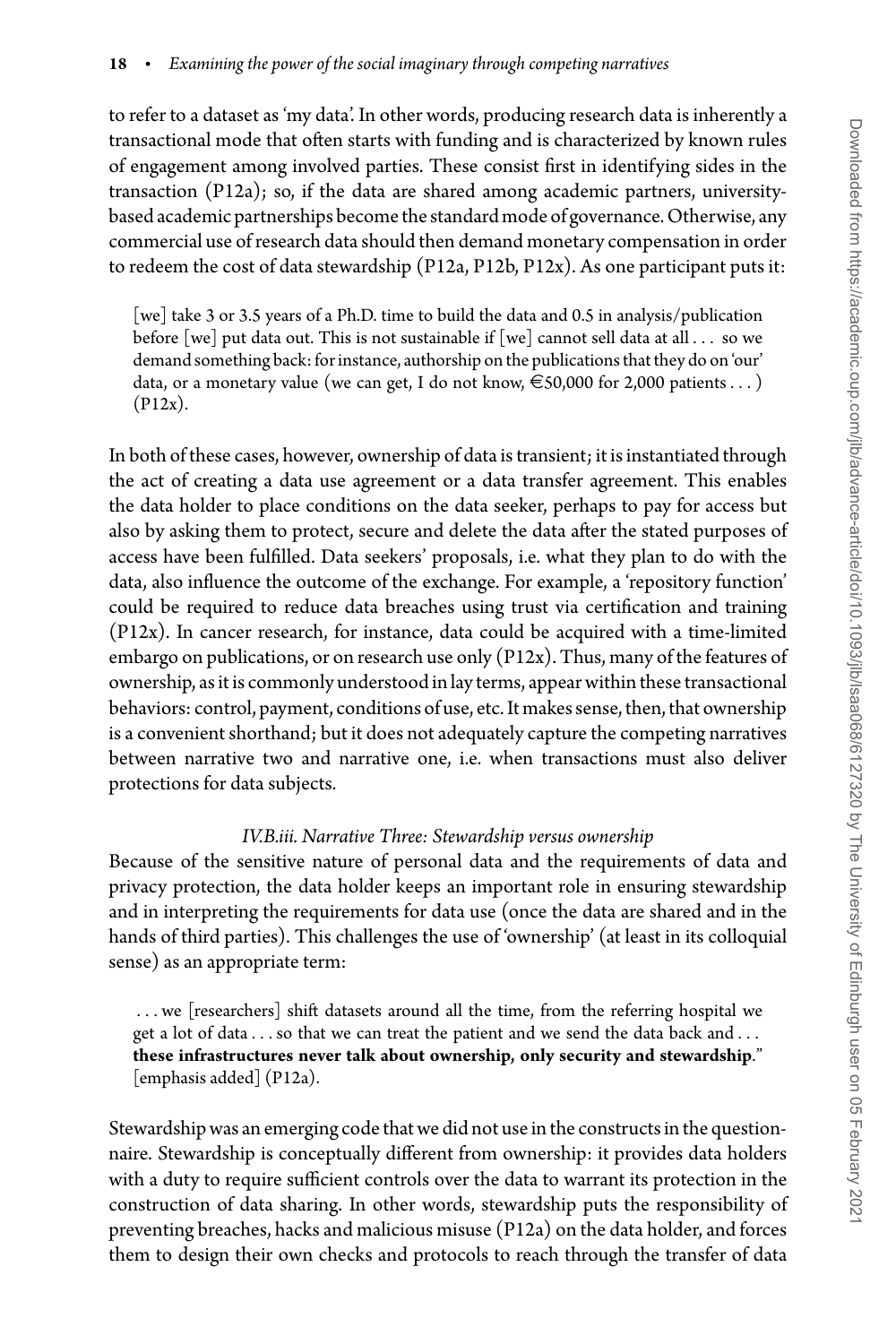to refer to a dataset as 'my data'. In other words, producing research data is inherently a transactional mode that often starts with funding and is characterized by known rules of engagement among involved parties. These consist first in identifying sides in the transaction (P12a); so, if the data are shared among academic partners, university-based academic partnerships become the standard mode of governance. Otherwise, any commercial use of research data should then demand monetary compensation in order to redeem the cost of data stewardship (P12a, P12b, P12x). As one participant puts it:

> [we] take 3 or 3.5 years of a Ph.D. time to build the data and 0.5 in analysis/publication before [we] put data out. This is not sustainable if [we] cannot sell data at all . . . so we demand something back: for instance, authorship on the publications that they do on 'our' data, or a monetary value (we can get, I do not know, €50,000 for 2,000 patients . . . ) (P12x).

In both of these cases, however, ownership of data is transient; it is instantiated through the act of creating a data use agreement or a data transfer agreement. This enables the data holder to place conditions on the data seeker, perhaps to pay for access but also by asking them to protect, secure and delete the data after the stated purposes of access have been fulfilled. Data seekers' proposals, i.e. what they plan to do with the data, also influence the outcome of the exchange. For example, a 'repository function' could be required to reduce data breaches using trust via certification and training (P12x). In cancer research, for instance, data could be acquired with a time-limited embargo on publications, or on research use only (P12x). Thus, many of the features of ownership, as it is commonly understood in lay terms, appear within these transactional behaviors: control, payment, conditions of use, etc. It makes sense, then, that ownership is a convenient shorthand; but it does not adequately capture the competing narratives between narrative two and narrative one, i.e. when transactions must also deliver protections for data subjects.

*IV.B.iii. Narrative Three: Stewardship versus ownership*

Because of the sensitive nature of personal data and the requirements of data and privacy protection, the data holder keeps an important role in ensuring stewardship and in interpreting the requirements for data use (once the data are shared and in the hands of third parties). This challenges the use of 'ownership' (at least in its colloquial sense) as an appropriate term:

> . . . we [researchers] shift datasets around all the time, from the referring hospital we get a lot of data . . . so that we can treat the patient and we send the data back and . . . **these infrastructures never talk about ownership, only security and stewardship**." [emphasis added] (P12a).

Stewardship was an emerging code that we did not use in the constructs in the questionnaire. Stewardship is conceptually different from ownership: it provides data holders with a duty to require sufficient controls over the data to warrant its protection in the construction of data sharing. In other words, stewardship puts the responsibility of preventing breaches, hacks and malicious misuse (P12a) on the data holder, and forces them to design their own checks and protocols to reach through the transfer of data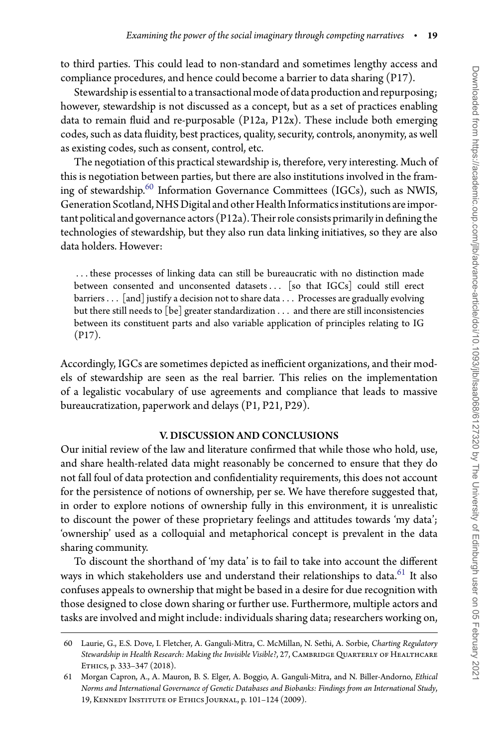to third parties. This could lead to non-standard and sometimes lengthy access and compliance procedures, and hence could become a barrier to data sharing (P17).

Stewardship is essential to a transactional mode of data production and repurposing; however, stewardship is not discussed as a concept, but as a set of practices enabling data to remain fluid and re-purposable (P12a, P12x). These include both emerging codes, such as data fluidity, best practices, quality, security, controls, anonymity, as well as existing codes, such as consent, control, etc.

The negotiation of this practical stewardship is, therefore, very interesting. Much of this is negotiation between parties, but there are also institutions involved in the framing of stewardship.[60] Information Governance Committees (IGCs), such as NWIS, Generation Scotland, NHS Digital and other Health Informatics institutions are important political and governance actors (P12a). Their role consists primarily in defining the technologies of stewardship, but they also run data linking initiatives, so they are also data holders. However:

> . . . these processes of linking data can still be bureaucratic with no distinction made between consented and unconsented datasets . . . [so that IGCs] could still erect barriers . . . [and] justify a decision not to share data . . . Processes are gradually evolving but there still needs to [be] greater standardization . . . and there are still inconsistencies between its constituent parts and also variable application of principles relating to IG (P17).

Accordingly, IGCs are sometimes depicted as inefficient organizations, and their models of stewardship are seen as the real barrier. This relies on the implementation of a legalistic vocabulary of use agreements and compliance that leads to massive bureaucratization, paperwork and delays (P1, P21, P29).

## V. DISCUSSION AND CONCLUSIONS

Our initial review of the law and literature confirmed that while those who hold, use, and share health-related data might reasonably be concerned to ensure that they do not fall foul of data protection and confidentiality requirements, this does not account for the persistence of notions of ownership, per se. We have therefore suggested that, in order to explore notions of ownership fully in this environment, it is unrealistic to discount the power of these proprietary feelings and attitudes towards 'my data'; 'ownership' used as a colloquial and metaphorical concept is prevalent in the data sharing community.

To discount the shorthand of 'my data' is to fail to take into account the different ways in which stakeholders use and understand their relationships to data.[61] It also confuses appeals to ownership that might be based in a desire for due recognition with those designed to close down sharing or further use. Furthermore, multiple actors and tasks are involved and might include: individuals sharing data; researchers working on,

---

60 Laurie, G., E.S. Dove, I. Fletcher, A. Ganguli-Mitra, C. McMillan, N. Sethi, A. Sorbie, *Charting Regulatory Stewardship in Health Research: Making the Invisible Visible?*, 27, Cambridge Quarterly of Healthcare Ethics, p. 333–347 (2018).

61 Morgan Capron, A., A. Mauron, B. S. Elger, A. Boggio, A. Ganguli-Mitra, and N. Biller-Andorno, *Ethical Norms and International Governance of Genetic Databases and Biobanks: Findings from an International Study*, 19, Kennedy Institute of Ethics Journal, p. 101–124 (2009).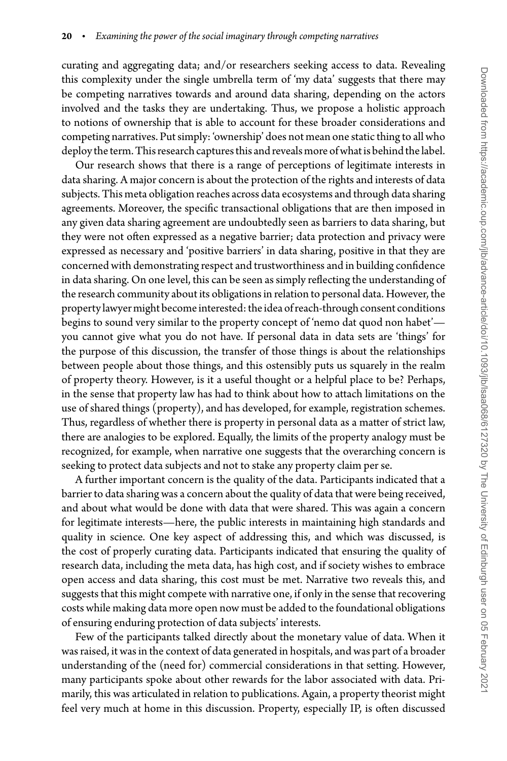curating and aggregating data; and/or researchers seeking access to data. Revealing this complexity under the single umbrella term of 'my data' suggests that there may be competing narratives towards and around data sharing, depending on the actors involved and the tasks they are undertaking. Thus, we propose a holistic approach to notions of ownership that is able to account for these broader considerations and competing narratives. Put simply: 'ownership' does not mean one static thing to all who deploy the term. This research captures this and reveals more of what is behind the label.

Our research shows that there is a range of perceptions of legitimate interests in data sharing. A major concern is about the protection of the rights and interests of data subjects. This meta obligation reaches across data ecosystems and through data sharing agreements. Moreover, the specific transactional obligations that are then imposed in any given data sharing agreement are undoubtedly seen as barriers to data sharing, but they were not often expressed as a negative barrier; data protection and privacy were expressed as necessary and 'positive barriers' in data sharing, positive in that they are concerned with demonstrating respect and trustworthiness and in building confidence in data sharing. On one level, this can be seen as simply reflecting the understanding of the research community about its obligations in relation to personal data. However, the property lawyer might become interested: the idea of reach-through consent conditions begins to sound very similar to the property concept of 'nemo dat quod non habet'—you cannot give what you do not have. If personal data in data sets are 'things' for the purpose of this discussion, the transfer of those things is about the relationships between people about those things, and this ostensibly puts us squarely in the realm of property theory. However, is it a useful thought or a helpful place to be? Perhaps, in the sense that property law has had to think about how to attach limitations on the use of shared things (property), and has developed, for example, registration schemes. Thus, regardless of whether there is property in personal data as a matter of strict law, there are analogies to be explored. Equally, the limits of the property analogy must be recognized, for example, when narrative one suggests that the overarching concern is seeking to protect data subjects and not to stake any property claim per se.

A further important concern is the quality of the data. Participants indicated that a barrier to data sharing was a concern about the quality of data that were being received, and about what would be done with data that were shared. This was again a concern for legitimate interests—here, the public interests in maintaining high standards and quality in science. One key aspect of addressing this, and which was discussed, is the cost of properly curating data. Participants indicated that ensuring the quality of research data, including the meta data, has high cost, and if society wishes to embrace open access and data sharing, this cost must be met. Narrative two reveals this, and suggests that this might compete with narrative one, if only in the sense that recovering costs while making data more open now must be added to the foundational obligations of ensuring enduring protection of data subjects' interests.

Few of the participants talked directly about the monetary value of data. When it was raised, it was in the context of data generated in hospitals, and was part of a broader understanding of the (need for) commercial considerations in that setting. However, many participants spoke about other rewards for the labor associated with data. Primarily, this was articulated in relation to publications. Again, a property theorist might feel very much at home in this discussion. Property, especially IP, is often discussed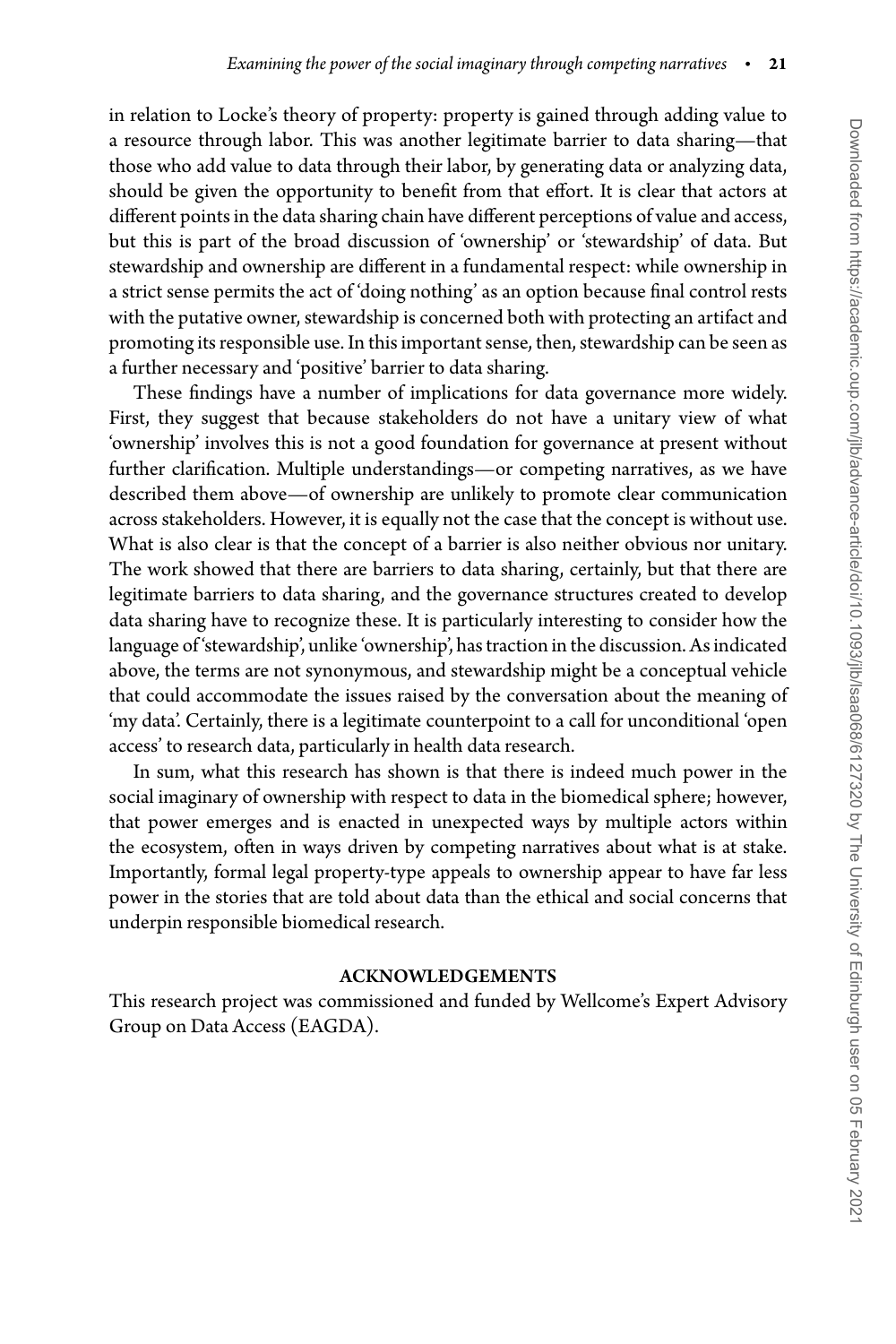in relation to Locke's theory of property: property is gained through adding value to a resource through labor. This was another legitimate barrier to data sharing—that those who add value to data through their labor, by generating data or analyzing data, should be given the opportunity to benefit from that effort. It is clear that actors at different points in the data sharing chain have different perceptions of value and access, but this is part of the broad discussion of 'ownership' or 'stewardship' of data. But stewardship and ownership are different in a fundamental respect: while ownership in a strict sense permits the act of 'doing nothing' as an option because final control rests with the putative owner, stewardship is concerned both with protecting an artifact and promoting its responsible use. In this important sense, then, stewardship can be seen as a further necessary and 'positive' barrier to data sharing.

These findings have a number of implications for data governance more widely. First, they suggest that because stakeholders do not have a unitary view of what 'ownership' involves this is not a good foundation for governance at present without further clarification. Multiple understandings—or competing narratives, as we have described them above—of ownership are unlikely to promote clear communication across stakeholders. However, it is equally not the case that the concept is without use. What is also clear is that the concept of a barrier is also neither obvious nor unitary. The work showed that there are barriers to data sharing, certainly, but that there are legitimate barriers to data sharing, and the governance structures created to develop data sharing have to recognize these. It is particularly interesting to consider how the language of 'stewardship', unlike 'ownership', has traction in the discussion. As indicated above, the terms are not synonymous, and stewardship might be a conceptual vehicle that could accommodate the issues raised by the conversation about the meaning of 'my data'. Certainly, there is a legitimate counterpoint to a call for unconditional 'open access' to research data, particularly in health data research.

In sum, what this research has shown is that there is indeed much power in the social imaginary of ownership with respect to data in the biomedical sphere; however, that power emerges and is enacted in unexpected ways by multiple actors within the ecosystem, often in ways driven by competing narratives about what is at stake. Importantly, formal legal property-type appeals to ownership appear to have far less power in the stories that are told about data than the ethical and social concerns that underpin responsible biomedical research.

## ACKNOWLEDGEMENTS

This research project was commissioned and funded by Wellcome's Expert Advisory Group on Data Access (EAGDA).